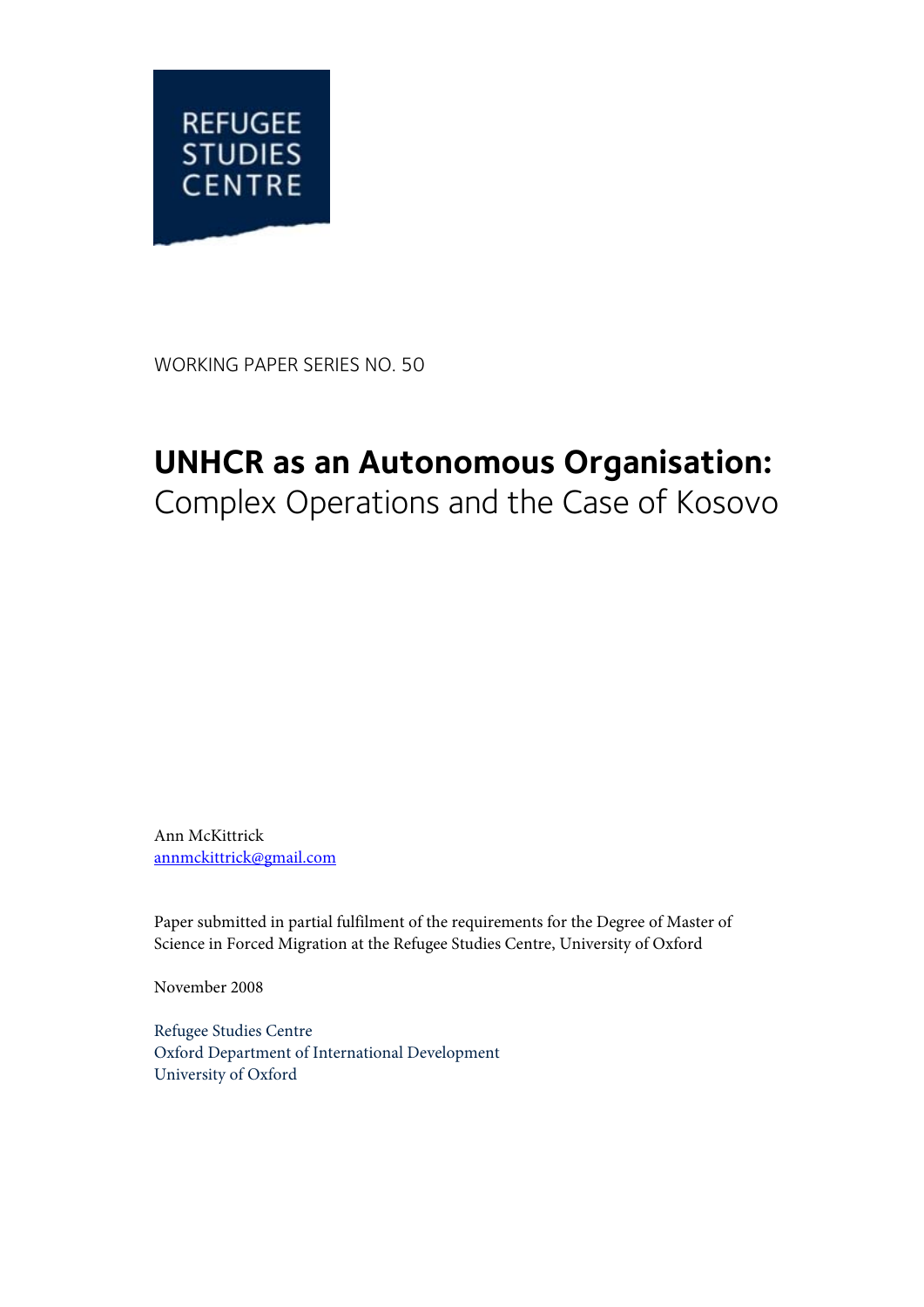REFUGEE STUDIES CENTRE

WORKING PAPER SERIES NO. 50

# UNHCR as an Autonomous Organisation:
Complex Operations and the Case of Kosovo

Ann McKittrick
annmckittrick@gmail.com

Paper submitted in partial fulfilment of the requirements for the Degree of Master of Science in Forced Migration at the Refugee Studies Centre, University of Oxford

November 2008

Refugee Studies Centre
Oxford Department of International Development
University of Oxford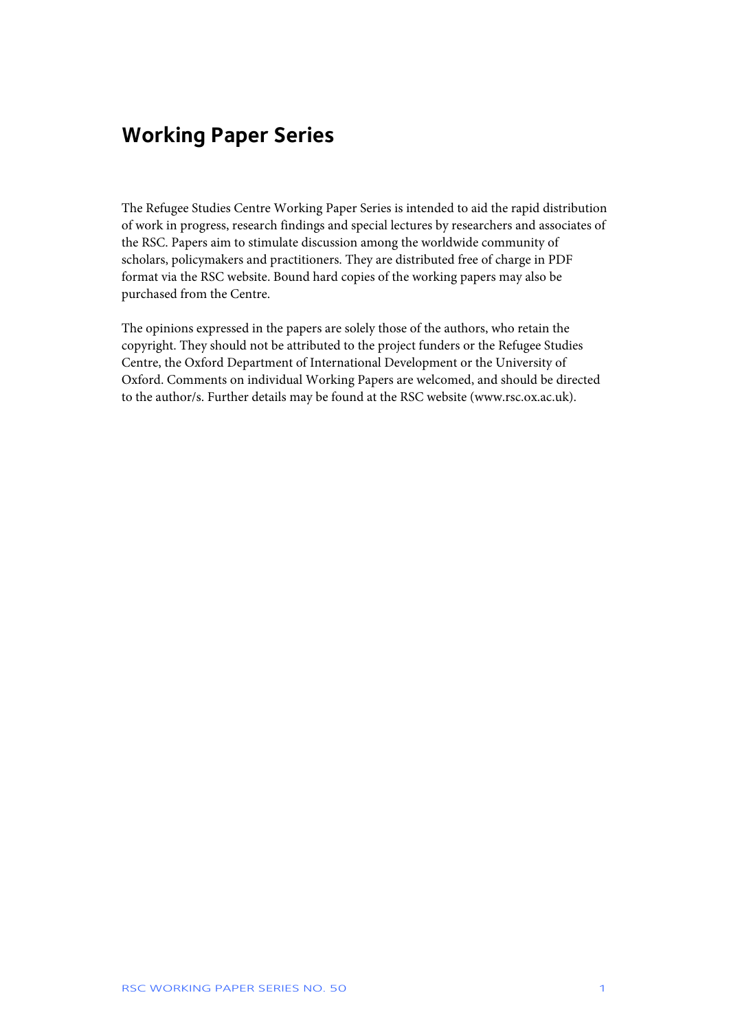## Working Paper Series

The Refugee Studies Centre Working Paper Series is intended to aid the rapid distribution of work in progress, research findings and special lectures by researchers and associates of the RSC. Papers aim to stimulate discussion among the worldwide community of scholars, policymakers and practitioners. They are distributed free of charge in PDF format via the RSC website. Bound hard copies of the working papers may also be purchased from the Centre.

The opinions expressed in the papers are solely those of the authors, who retain the copyright. They should not be attributed to the project funders or the Refugee Studies Centre, the Oxford Department of International Development or the University of Oxford. Comments on individual Working Papers are welcomed, and should be directed to the author/s. Further details may be found at the RSC website (www.rsc.ox.ac.uk).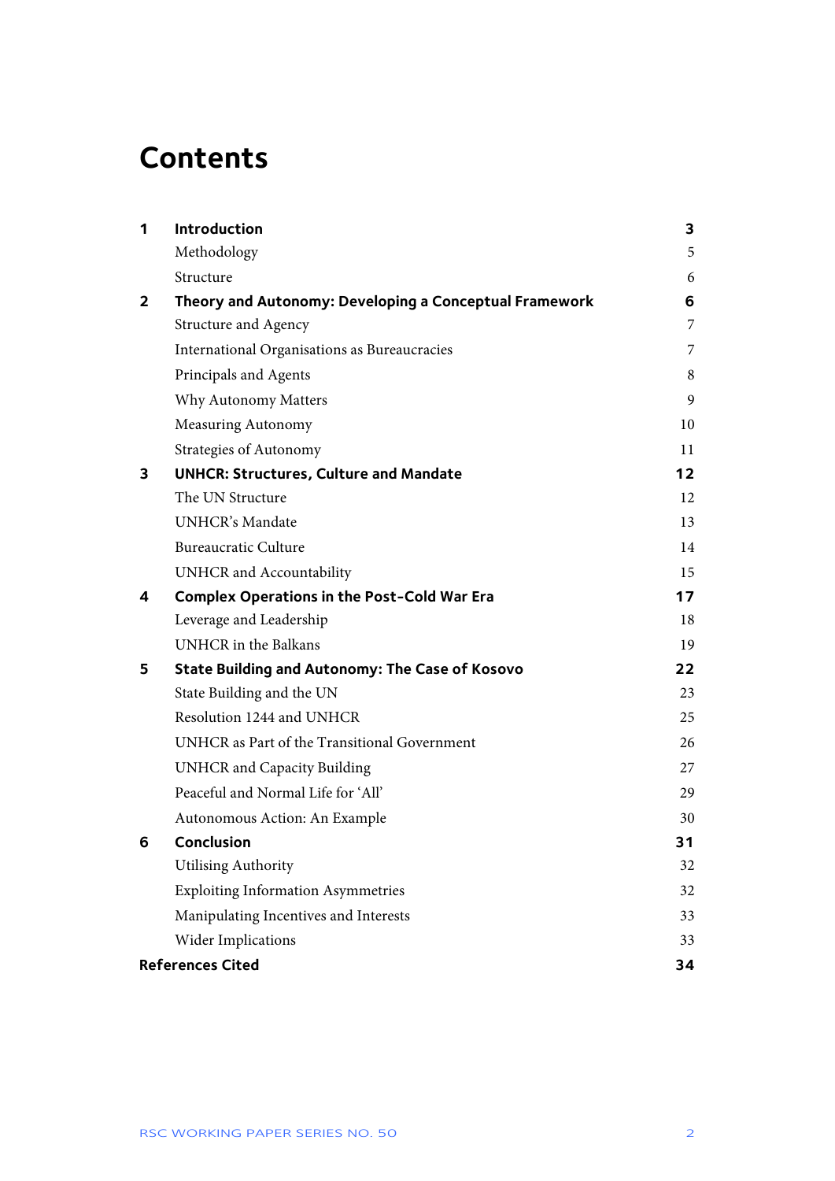# Contents

| | | |
|---|---|---|
| **1** | **Introduction** | **3** |
| | Methodology | 5 |
| | Structure | 6 |
| **2** | **Theory and Autonomy: Developing a Conceptual Framework** | **6** |
| | Structure and Agency | 7 |
| | International Organisations as Bureaucracies | 7 |
| | Principals and Agents | 8 |
| | Why Autonomy Matters | 9 |
| | Measuring Autonomy | 10 |
| | Strategies of Autonomy | 11 |
| **3** | **UNHCR: Structures, Culture and Mandate** | **12** |
| | The UN Structure | 12 |
| | UNHCR's Mandate | 13 |
| | Bureaucratic Culture | 14 |
| | UNHCR and Accountability | 15 |
| **4** | **Complex Operations in the Post-Cold War Era** | **17** |
| | Leverage and Leadership | 18 |
| | UNHCR in the Balkans | 19 |
| **5** | **State Building and Autonomy: The Case of Kosovo** | **22** |
| | State Building and the UN | 23 |
| | Resolution 1244 and UNHCR | 25 |
| | UNHCR as Part of the Transitional Government | 26 |
| | UNHCR and Capacity Building | 27 |
| | Peaceful and Normal Life for 'All' | 29 |
| | Autonomous Action: An Example | 30 |
| **6** | **Conclusion** | **31** |
| | Utilising Authority | 32 |
| | Exploiting Information Asymmetries | 32 |
| | Manipulating Incentives and Interests | 33 |
| | Wider Implications | 33 |
| **References Cited** | | **34** |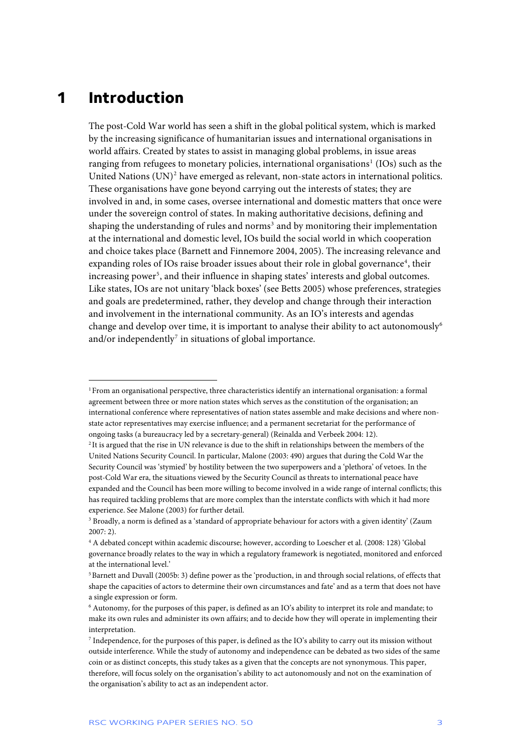# 1 Introduction

The post-Cold War world has seen a shift in the global political system, which is marked by the increasing significance of humanitarian issues and international organisations in world affairs. Created by states to assist in managing global problems, in issue areas ranging from refugees to monetary policies, international organisations[1] (IOs) such as the United Nations (UN)[2] have emerged as relevant, non-state actors in international politics. These organisations have gone beyond carrying out the interests of states; they are involved in and, in some cases, oversee international and domestic matters that once were under the sovereign control of states. In making authoritative decisions, defining and shaping the understanding of rules and norms[3] and by monitoring their implementation at the international and domestic level, IOs build the social world in which cooperation and choice takes place (Barnett and Finnemore 2004, 2005). The increasing relevance and expanding roles of IOs raise broader issues about their role in global governance[4], their increasing power[5], and their influence in shaping states' interests and global outcomes. Like states, IOs are not unitary 'black boxes' (see Betts 2005) whose preferences, strategies and goals are predetermined, rather, they develop and change through their interaction and involvement in the international community. As an IO's interests and agendas change and develop over time, it is important to analyse their ability to act autonomously[6] and/or independently[7] in situations of global importance.

---

[1] From an organisational perspective, three characteristics identify an international organisation: a formal agreement between three or more nation states which serves as the constitution of the organisation; an international conference where representatives of nation states assemble and make decisions and where non-state actor representatives may exercise influence; and a permanent secretariat for the performance of ongoing tasks (a bureaucracy led by a secretary-general) (Reinalda and Verbeek 2004: 12).

[2] It is argued that the rise in UN relevance is due to the shift in relationships between the members of the United Nations Security Council. In particular, Malone (2003: 490) argues that during the Cold War the Security Council was 'stymied' by hostility between the two superpowers and a 'plethora' of vetoes. In the post-Cold War era, the situations viewed by the Security Council as threats to international peace have expanded and the Council has been more willing to become involved in a wide range of internal conflicts; this has required tackling problems that are more complex than the interstate conflicts with which it had more experience. See Malone (2003) for further detail.

[3] Broadly, a norm is defined as a 'standard of appropriate behaviour for actors with a given identity' (Zaum 2007: 2).

[4] A debated concept within academic discourse; however, according to Loescher et al. (2008: 128) 'Global governance broadly relates to the way in which a regulatory framework is negotiated, monitored and enforced at the international level.'

[5] Barnett and Duvall (2005b: 3) define power as the 'production, in and through social relations, of effects that shape the capacities of actors to determine their own circumstances and fate' and as a term that does not have a single expression or form.

[6] Autonomy, for the purposes of this paper, is defined as an IO's ability to interpret its role and mandate; to make its own rules and administer its own affairs; and to decide how they will operate in implementing their interpretation.

[7] Independence, for the purposes of this paper, is defined as the IO's ability to carry out its mission without outside interference. While the study of autonomy and independence can be debated as two sides of the same coin or as distinct concepts, this study takes as a given that the concepts are not synonymous. This paper, therefore, will focus solely on the organisation's ability to act autonomously and not on the examination of the organisation's ability to act as an independent actor.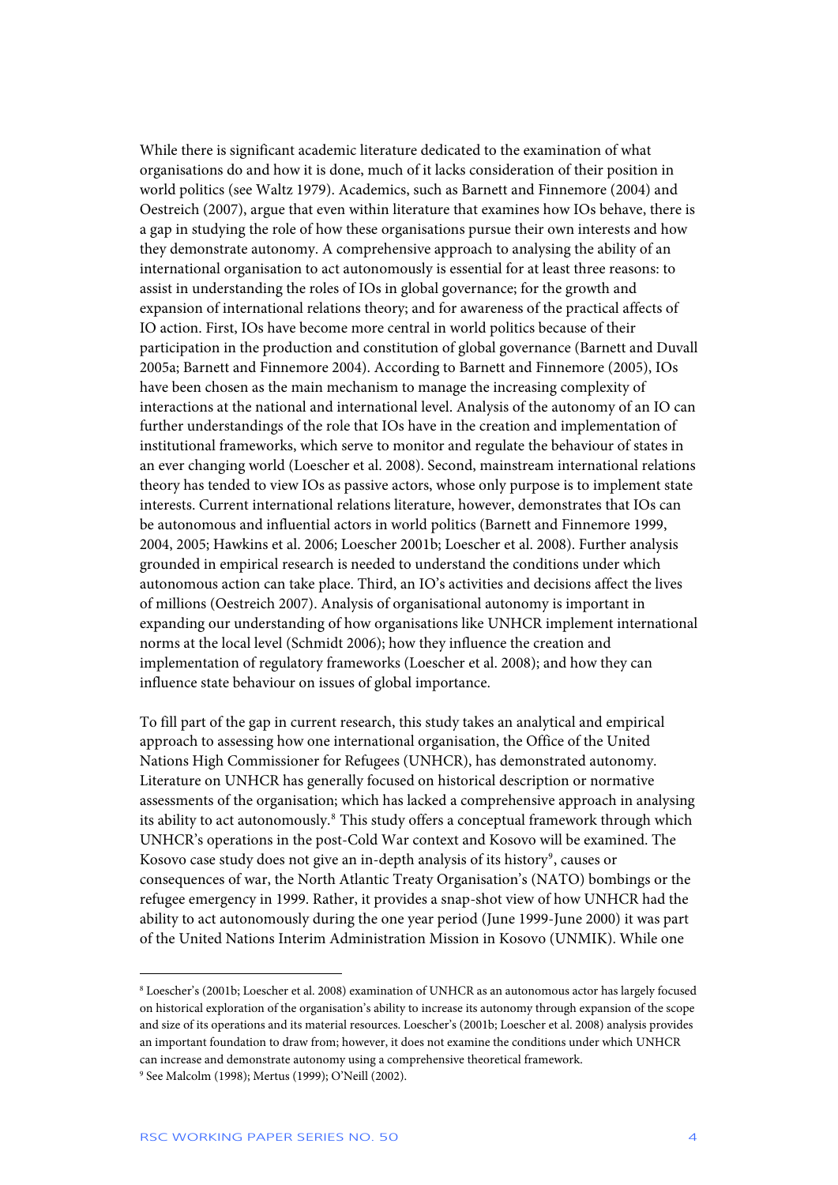While there is significant academic literature dedicated to the examination of what organisations do and how it is done, much of it lacks consideration of their position in world politics (see Waltz 1979). Academics, such as Barnett and Finnemore (2004) and Oestreich (2007), argue that even within literature that examines how IOs behave, there is a gap in studying the role of how these organisations pursue their own interests and how they demonstrate autonomy. A comprehensive approach to analysing the ability of an international organisation to act autonomously is essential for at least three reasons: to assist in understanding the roles of IOs in global governance; for the growth and expansion of international relations theory; and for awareness of the practical affects of IO action. First, IOs have become more central in world politics because of their participation in the production and constitution of global governance (Barnett and Duvall 2005a; Barnett and Finnemore 2004). According to Barnett and Finnemore (2005), IOs have been chosen as the main mechanism to manage the increasing complexity of interactions at the national and international level. Analysis of the autonomy of an IO can further understandings of the role that IOs have in the creation and implementation of institutional frameworks, which serve to monitor and regulate the behaviour of states in an ever changing world (Loescher et al. 2008). Second, mainstream international relations theory has tended to view IOs as passive actors, whose only purpose is to implement state interests. Current international relations literature, however, demonstrates that IOs can be autonomous and influential actors in world politics (Barnett and Finnemore 1999, 2004, 2005; Hawkins et al. 2006; Loescher 2001b; Loescher et al. 2008). Further analysis grounded in empirical research is needed to understand the conditions under which autonomous action can take place. Third, an IO's activities and decisions affect the lives of millions (Oestreich 2007). Analysis of organisational autonomy is important in expanding our understanding of how organisations like UNHCR implement international norms at the local level (Schmidt 2006); how they influence the creation and implementation of regulatory frameworks (Loescher et al. 2008); and how they can influence state behaviour on issues of global importance.

To fill part of the gap in current research, this study takes an analytical and empirical approach to assessing how one international organisation, the Office of the United Nations High Commissioner for Refugees (UNHCR), has demonstrated autonomy. Literature on UNHCR has generally focused on historical description or normative assessments of the organisation; which has lacked a comprehensive approach in analysing its ability to act autonomously.[8] This study offers a conceptual framework through which UNHCR's operations in the post-Cold War context and Kosovo will be examined. The Kosovo case study does not give an in-depth analysis of its history[9], causes or consequences of war, the North Atlantic Treaty Organisation's (NATO) bombings or the refugee emergency in 1999. Rather, it provides a snap-shot view of how UNHCR had the ability to act autonomously during the one year period (June 1999-June 2000) it was part of the United Nations Interim Administration Mission in Kosovo (UNMIK). While one

[8] Loescher's (2001b; Loescher et al. 2008) examination of UNHCR as an autonomous actor has largely focused on historical exploration of the organisation's ability to increase its autonomy through expansion of the scope and size of its operations and its material resources. Loescher's (2001b; Loescher et al. 2008) analysis provides an important foundation to draw from; however, it does not examine the conditions under which UNHCR can increase and demonstrate autonomy using a comprehensive theoretical framework.

[9] See Malcolm (1998); Mertus (1999); O'Neill (2002).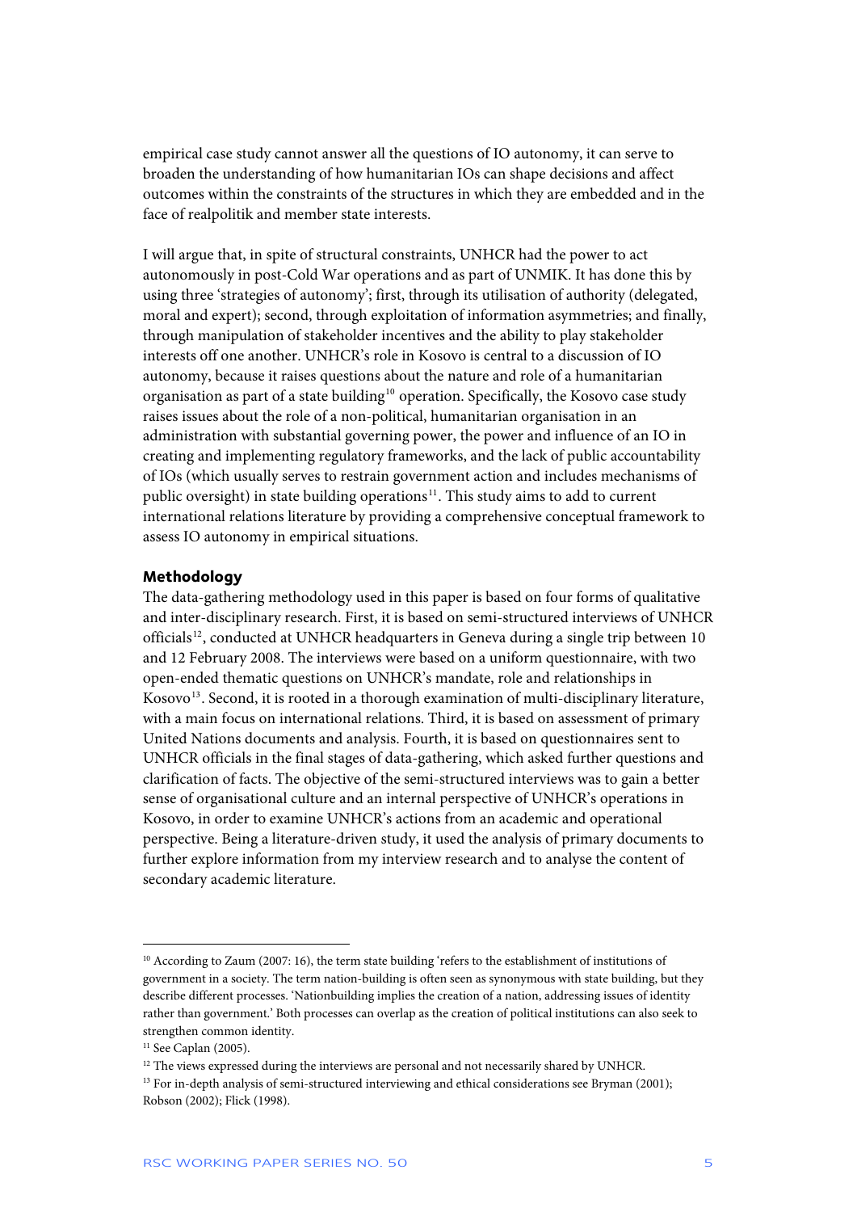empirical case study cannot answer all the questions of IO autonomy, it can serve to broaden the understanding of how humanitarian IOs can shape decisions and affect outcomes within the constraints of the structures in which they are embedded and in the face of realpolitik and member state interests.

I will argue that, in spite of structural constraints, UNHCR had the power to act autonomously in post-Cold War operations and as part of UNMIK. It has done this by using three 'strategies of autonomy'; first, through its utilisation of authority (delegated, moral and expert); second, through exploitation of information asymmetries; and finally, through manipulation of stakeholder incentives and the ability to play stakeholder interests off one another. UNHCR's role in Kosovo is central to a discussion of IO autonomy, because it raises questions about the nature and role of a humanitarian organisation as part of a state building[10] operation. Specifically, the Kosovo case study raises issues about the role of a non-political, humanitarian organisation in an administration with substantial governing power, the power and influence of an IO in creating and implementing regulatory frameworks, and the lack of public accountability of IOs (which usually serves to restrain government action and includes mechanisms of public oversight) in state building operations[11]. This study aims to add to current international relations literature by providing a comprehensive conceptual framework to assess IO autonomy in empirical situations.

### Methodology

The data-gathering methodology used in this paper is based on four forms of qualitative and inter-disciplinary research. First, it is based on semi-structured interviews of UNHCR officials[12], conducted at UNHCR headquarters in Geneva during a single trip between 10 and 12 February 2008. The interviews were based on a uniform questionnaire, with two open-ended thematic questions on UNHCR's mandate, role and relationships in Kosovo[13]. Second, it is rooted in a thorough examination of multi-disciplinary literature, with a main focus on international relations. Third, it is based on assessment of primary United Nations documents and analysis. Fourth, it is based on questionnaires sent to UNHCR officials in the final stages of data-gathering, which asked further questions and clarification of facts. The objective of the semi-structured interviews was to gain a better sense of organisational culture and an internal perspective of UNHCR's operations in Kosovo, in order to examine UNHCR's actions from an academic and operational perspective. Being a literature-driven study, it used the analysis of primary documents to further explore information from my interview research and to analyse the content of secondary academic literature.

---

[10] According to Zaum (2007: 16), the term state building 'refers to the establishment of institutions of government in a society. The term nation-building is often seen as synonymous with state building, but they describe different processes. 'Nationbuilding implies the creation of a nation, addressing issues of identity rather than government.' Both processes can overlap as the creation of political institutions can also seek to strengthen common identity.

[11] See Caplan (2005).

[12] The views expressed during the interviews are personal and not necessarily shared by UNHCR.

[13] For in-depth analysis of semi-structured interviewing and ethical considerations see Bryman (2001); Robson (2002); Flick (1998).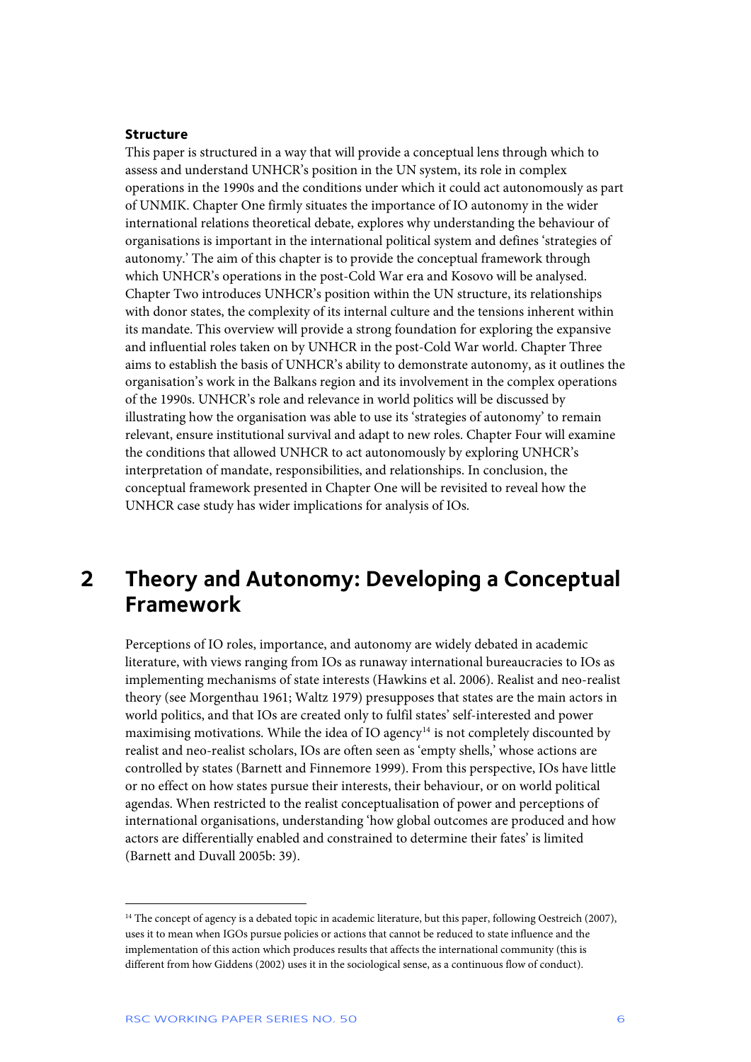### Structure

This paper is structured in a way that will provide a conceptual lens through which to assess and understand UNHCR's position in the UN system, its role in complex operations in the 1990s and the conditions under which it could act autonomously as part of UNMIK. Chapter One firmly situates the importance of IO autonomy in the wider international relations theoretical debate, explores why understanding the behaviour of organisations is important in the international political system and defines 'strategies of autonomy.' The aim of this chapter is to provide the conceptual framework through which UNHCR's operations in the post-Cold War era and Kosovo will be analysed. Chapter Two introduces UNHCR's position within the UN structure, its relationships with donor states, the complexity of its internal culture and the tensions inherent within its mandate. This overview will provide a strong foundation for exploring the expansive and influential roles taken on by UNHCR in the post-Cold War world. Chapter Three aims to establish the basis of UNHCR's ability to demonstrate autonomy, as it outlines the organisation's work in the Balkans region and its involvement in the complex operations of the 1990s. UNHCR's role and relevance in world politics will be discussed by illustrating how the organisation was able to use its 'strategies of autonomy' to remain relevant, ensure institutional survival and adapt to new roles. Chapter Four will examine the conditions that allowed UNHCR to act autonomously by exploring UNHCR's interpretation of mandate, responsibilities, and relationships. In conclusion, the conceptual framework presented in Chapter One will be revisited to reveal how the UNHCR case study has wider implications for analysis of IOs.

## 2 Theory and Autonomy: Developing a Conceptual Framework

Perceptions of IO roles, importance, and autonomy are widely debated in academic literature, with views ranging from IOs as runaway international bureaucracies to IOs as implementing mechanisms of state interests (Hawkins et al. 2006). Realist and neo-realist theory (see Morgenthau 1961; Waltz 1979) presupposes that states are the main actors in world politics, and that IOs are created only to fulfil states' self-interested and power maximising motivations. While the idea of IO agency[14] is not completely discounted by realist and neo-realist scholars, IOs are often seen as 'empty shells,' whose actions are controlled by states (Barnett and Finnemore 1999). From this perspective, IOs have little or no effect on how states pursue their interests, their behaviour, or on world political agendas. When restricted to the realist conceptualisation of power and perceptions of international organisations, understanding 'how global outcomes are produced and how actors are differentially enabled and constrained to determine their fates' is limited (Barnett and Duvall 2005b: 39).

---

[14] The concept of agency is a debated topic in academic literature, but this paper, following Oestreich (2007), uses it to mean when IGOs pursue policies or actions that cannot be reduced to state influence and the implementation of this action which produces results that affects the international community (this is different from how Giddens (2002) uses it in the sociological sense, as a continuous flow of conduct).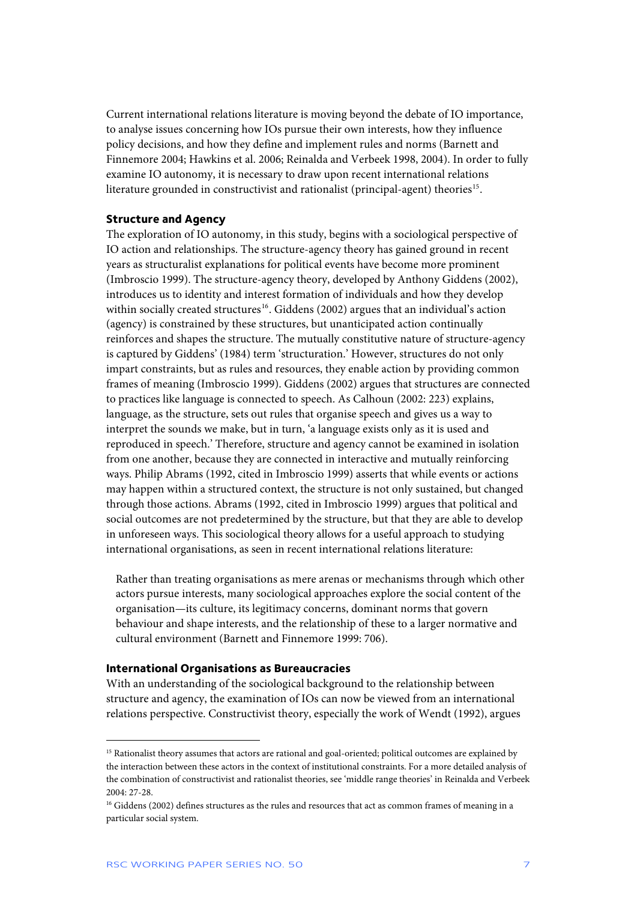Current international relations literature is moving beyond the debate of IO importance, to analyse issues concerning how IOs pursue their own interests, how they influence policy decisions, and how they define and implement rules and norms (Barnett and Finnemore 2004; Hawkins et al. 2006; Reinalda and Verbeek 1998, 2004). In order to fully examine IO autonomy, it is necessary to draw upon recent international relations literature grounded in constructivist and rationalist (principal-agent) theories[15].

### Structure and Agency

The exploration of IO autonomy, in this study, begins with a sociological perspective of IO action and relationships. The structure-agency theory has gained ground in recent years as structuralist explanations for political events have become more prominent (Imbroscio 1999). The structure-agency theory, developed by Anthony Giddens (2002), introduces us to identity and interest formation of individuals and how they develop within socially created structures[16]. Giddens (2002) argues that an individual's action (agency) is constrained by these structures, but unanticipated action continually reinforces and shapes the structure. The mutually constitutive nature of structure-agency is captured by Giddens' (1984) term 'structuration.' However, structures do not only impart constraints, but as rules and resources, they enable action by providing common frames of meaning (Imbroscio 1999). Giddens (2002) argues that structures are connected to practices like language is connected to speech. As Calhoun (2002: 223) explains, language, as the structure, sets out rules that organise speech and gives us a way to interpret the sounds we make, but in turn, 'a language exists only as it is used and reproduced in speech.' Therefore, structure and agency cannot be examined in isolation from one another, because they are connected in interactive and mutually reinforcing ways. Philip Abrams (1992, cited in Imbroscio 1999) asserts that while events or actions may happen within a structured context, the structure is not only sustained, but changed through those actions. Abrams (1992, cited in Imbroscio 1999) argues that political and social outcomes are not predetermined by the structure, but that they are able to develop in unforeseen ways. This sociological theory allows for a useful approach to studying international organisations, as seen in recent international relations literature:

> Rather than treating organisations as mere arenas or mechanisms through which other actors pursue interests, many sociological approaches explore the social content of the organisation—its culture, its legitimacy concerns, dominant norms that govern behaviour and shape interests, and the relationship of these to a larger normative and cultural environment (Barnett and Finnemore 1999: 706).

### International Organisations as Bureaucracies

With an understanding of the sociological background to the relationship between structure and agency, the examination of IOs can now be viewed from an international relations perspective. Constructivist theory, especially the work of Wendt (1992), argues

---

[15] Rationalist theory assumes that actors are rational and goal-oriented; political outcomes are explained by the interaction between these actors in the context of institutional constraints. For a more detailed analysis of the combination of constructivist and rationalist theories, see 'middle range theories' in Reinalda and Verbeek 2004: 27-28.

[16] Giddens (2002) defines structures as the rules and resources that act as common frames of meaning in a particular social system.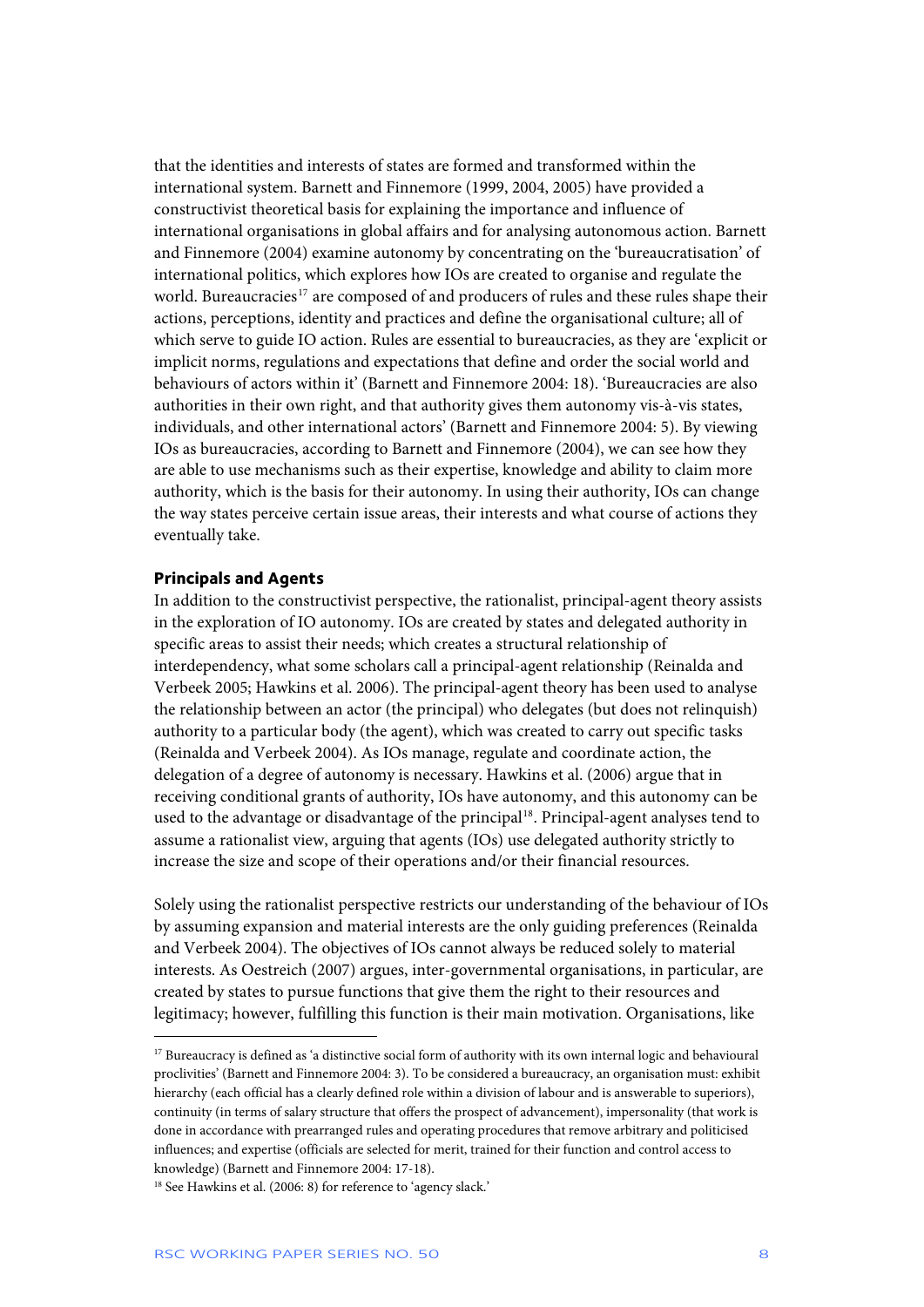that the identities and interests of states are formed and transformed within the international system. Barnett and Finnemore (1999, 2004, 2005) have provided a constructivist theoretical basis for explaining the importance and influence of international organisations in global affairs and for analysing autonomous action. Barnett and Finnemore (2004) examine autonomy by concentrating on the 'bureaucratisation' of international politics, which explores how IOs are created to organise and regulate the world. Bureaucracies[17] are composed of and producers of rules and these rules shape their actions, perceptions, identity and practices and define the organisational culture; all of which serve to guide IO action. Rules are essential to bureaucracies, as they are 'explicit or implicit norms, regulations and expectations that define and order the social world and behaviours of actors within it' (Barnett and Finnemore 2004: 18). 'Bureaucracies are also authorities in their own right, and that authority gives them autonomy vis-à-vis states, individuals, and other international actors' (Barnett and Finnemore 2004: 5). By viewing IOs as bureaucracies, according to Barnett and Finnemore (2004), we can see how they are able to use mechanisms such as their expertise, knowledge and ability to claim more authority, which is the basis for their autonomy. In using their authority, IOs can change the way states perceive certain issue areas, their interests and what course of actions they eventually take.

**Principals and Agents**

In addition to the constructivist perspective, the rationalist, principal-agent theory assists in the exploration of IO autonomy. IOs are created by states and delegated authority in specific areas to assist their needs; which creates a structural relationship of interdependency, what some scholars call a principal-agent relationship (Reinalda and Verbeek 2005; Hawkins et al. 2006). The principal-agent theory has been used to analyse the relationship between an actor (the principal) who delegates (but does not relinquish) authority to a particular body (the agent), which was created to carry out specific tasks (Reinalda and Verbeek 2004). As IOs manage, regulate and coordinate action, the delegation of a degree of autonomy is necessary. Hawkins et al. (2006) argue that in receiving conditional grants of authority, IOs have autonomy, and this autonomy can be used to the advantage or disadvantage of the principal[18]. Principal-agent analyses tend to assume a rationalist view, arguing that agents (IOs) use delegated authority strictly to increase the size and scope of their operations and/or their financial resources.

Solely using the rationalist perspective restricts our understanding of the behaviour of IOs by assuming expansion and material interests are the only guiding preferences (Reinalda and Verbeek 2004). The objectives of IOs cannot always be reduced solely to material interests. As Oestreich (2007) argues, inter-governmental organisations, in particular, are created by states to pursue functions that give them the right to their resources and legitimacy; however, fulfilling this function is their main motivation. Organisations, like

[17] Bureaucracy is defined as 'a distinctive social form of authority with its own internal logic and behavioural proclivities' (Barnett and Finnemore 2004: 3). To be considered a bureaucracy, an organisation must: exhibit hierarchy (each official has a clearly defined role within a division of labour and is answerable to superiors), continuity (in terms of salary structure that offers the prospect of advancement), impersonality (that work is done in accordance with prearranged rules and operating procedures that remove arbitrary and politicised influences; and expertise (officials are selected for merit, trained for their function and control access to knowledge) (Barnett and Finnemore 2004: 17-18).

[18] See Hawkins et al. (2006: 8) for reference to 'agency slack.'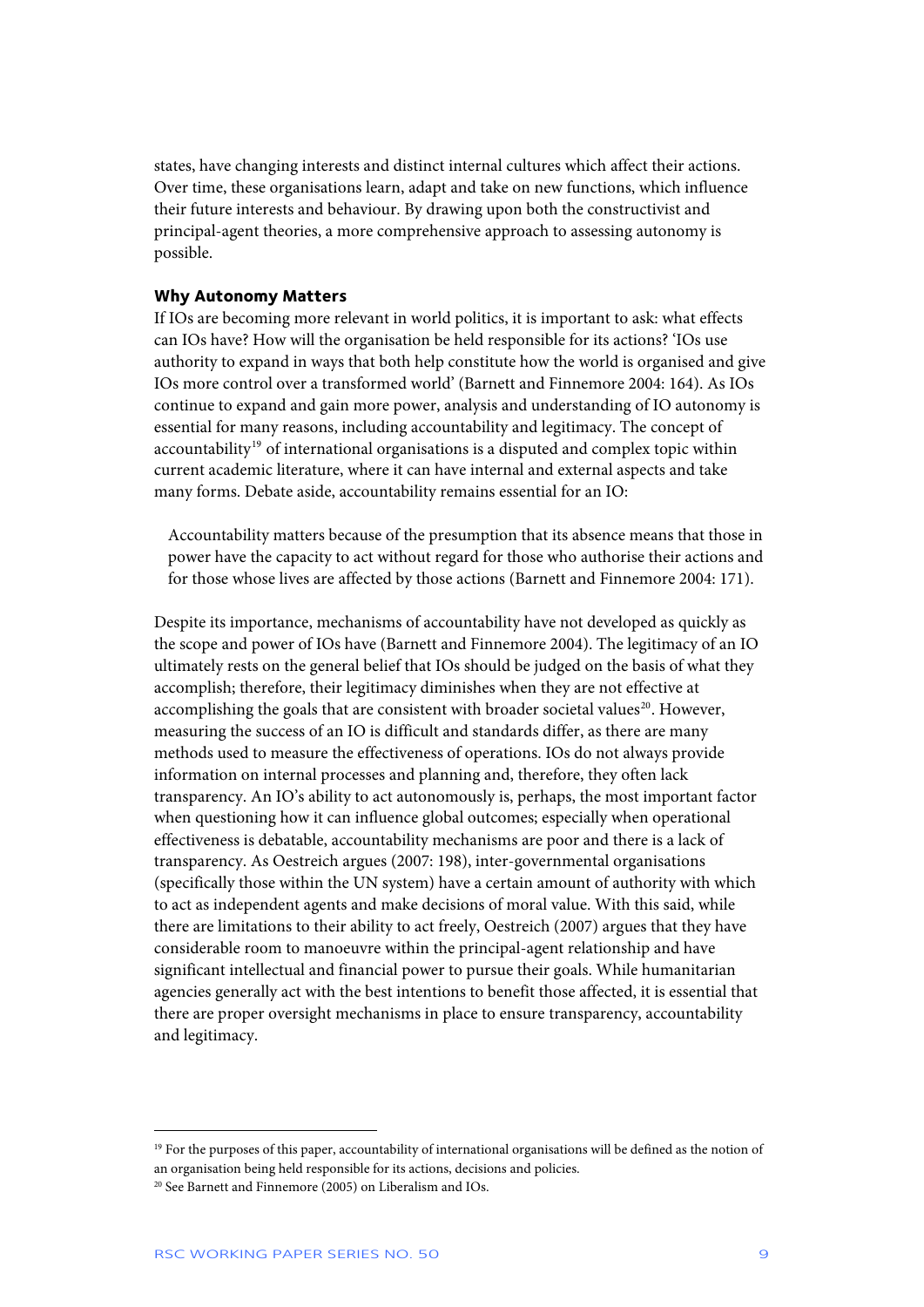states, have changing interests and distinct internal cultures which affect their actions. Over time, these organisations learn, adapt and take on new functions, which influence their future interests and behaviour. By drawing upon both the constructivist and principal-agent theories, a more comprehensive approach to assessing autonomy is possible.

### Why Autonomy Matters

If IOs are becoming more relevant in world politics, it is important to ask: what effects can IOs have? How will the organisation be held responsible for its actions? 'IOs use authority to expand in ways that both help constitute how the world is organised and give IOs more control over a transformed world' (Barnett and Finnemore 2004: 164). As IOs continue to expand and gain more power, analysis and understanding of IO autonomy is essential for many reasons, including accountability and legitimacy. The concept of accountability[19] of international organisations is a disputed and complex topic within current academic literature, where it can have internal and external aspects and take many forms. Debate aside, accountability remains essential for an IO:

> Accountability matters because of the presumption that its absence means that those in power have the capacity to act without regard for those who authorise their actions and for those whose lives are affected by those actions (Barnett and Finnemore 2004: 171).

Despite its importance, mechanisms of accountability have not developed as quickly as the scope and power of IOs have (Barnett and Finnemore 2004). The legitimacy of an IO ultimately rests on the general belief that IOs should be judged on the basis of what they accomplish; therefore, their legitimacy diminishes when they are not effective at accomplishing the goals that are consistent with broader societal values[20]. However, measuring the success of an IO is difficult and standards differ, as there are many methods used to measure the effectiveness of operations. IOs do not always provide information on internal processes and planning and, therefore, they often lack transparency. An IO's ability to act autonomously is, perhaps, the most important factor when questioning how it can influence global outcomes; especially when operational effectiveness is debatable, accountability mechanisms are poor and there is a lack of transparency. As Oestreich argues (2007: 198), inter-governmental organisations (specifically those within the UN system) have a certain amount of authority with which to act as independent agents and make decisions of moral value. With this said, while there are limitations to their ability to act freely, Oestreich (2007) argues that they have considerable room to manoeuvre within the principal-agent relationship and have significant intellectual and financial power to pursue their goals. While humanitarian agencies generally act with the best intentions to benefit those affected, it is essential that there are proper oversight mechanisms in place to ensure transparency, accountability and legitimacy.

---

[19] For the purposes of this paper, accountability of international organisations will be defined as the notion of an organisation being held responsible for its actions, decisions and policies.

[20] See Barnett and Finnemore (2005) on Liberalism and IOs.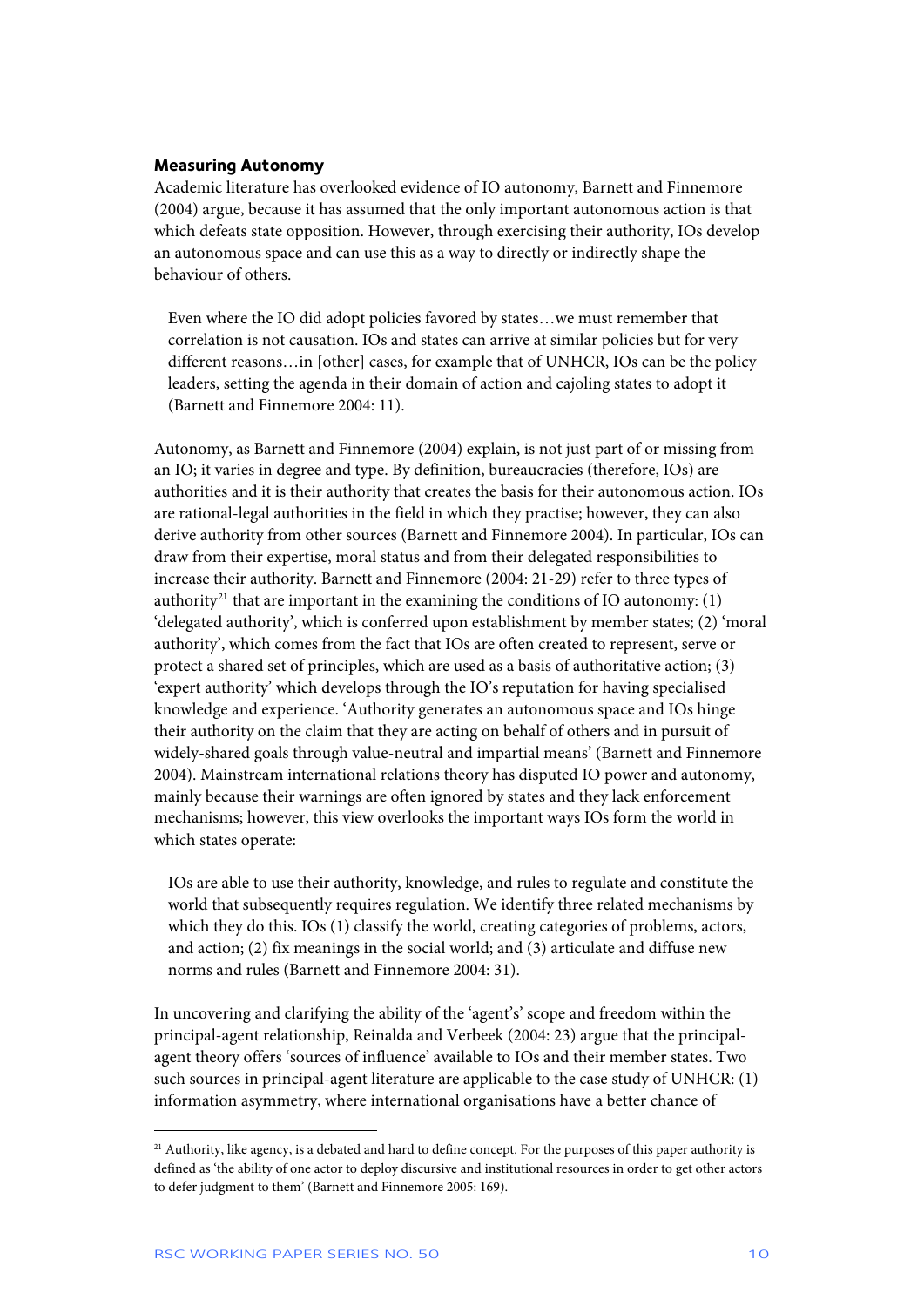### Measuring Autonomy

Academic literature has overlooked evidence of IO autonomy, Barnett and Finnemore (2004) argue, because it has assumed that the only important autonomous action is that which defeats state opposition. However, through exercising their authority, IOs develop an autonomous space and can use this as a way to directly or indirectly shape the behaviour of others.

> Even where the IO did adopt policies favored by states…we must remember that correlation is not causation. IOs and states can arrive at similar policies but for very different reasons…in [other] cases, for example that of UNHCR, IOs can be the policy leaders, setting the agenda in their domain of action and cajoling states to adopt it (Barnett and Finnemore 2004: 11).

Autonomy, as Barnett and Finnemore (2004) explain, is not just part of or missing from an IO; it varies in degree and type. By definition, bureaucracies (therefore, IOs) are authorities and it is their authority that creates the basis for their autonomous action. IOs are rational-legal authorities in the field in which they practise; however, they can also derive authority from other sources (Barnett and Finnemore 2004). In particular, IOs can draw from their expertise, moral status and from their delegated responsibilities to increase their authority. Barnett and Finnemore (2004: 21-29) refer to three types of authority[21] that are important in the examining the conditions of IO autonomy: (1) 'delegated authority', which is conferred upon establishment by member states; (2) 'moral authority', which comes from the fact that IOs are often created to represent, serve or protect a shared set of principles, which are used as a basis of authoritative action; (3) 'expert authority' which develops through the IO's reputation for having specialised knowledge and experience. 'Authority generates an autonomous space and IOs hinge their authority on the claim that they are acting on behalf of others and in pursuit of widely-shared goals through value-neutral and impartial means' (Barnett and Finnemore 2004). Mainstream international relations theory has disputed IO power and autonomy, mainly because their warnings are often ignored by states and they lack enforcement mechanisms; however, this view overlooks the important ways IOs form the world in which states operate:

> IOs are able to use their authority, knowledge, and rules to regulate and constitute the world that subsequently requires regulation. We identify three related mechanisms by which they do this. IOs (1) classify the world, creating categories of problems, actors, and action; (2) fix meanings in the social world; and (3) articulate and diffuse new norms and rules (Barnett and Finnemore 2004: 31).

In uncovering and clarifying the ability of the 'agent's' scope and freedom within the principal-agent relationship, Reinalda and Verbeek (2004: 23) argue that the principal-agent theory offers 'sources of influence' available to IOs and their member states. Two such sources in principal-agent literature are applicable to the case study of UNHCR: (1) information asymmetry, where international organisations have a better chance of

---

[21] Authority, like agency, is a debated and hard to define concept. For the purposes of this paper authority is defined as 'the ability of one actor to deploy discursive and institutional resources in order to get other actors to defer judgment to them' (Barnett and Finnemore 2005: 169).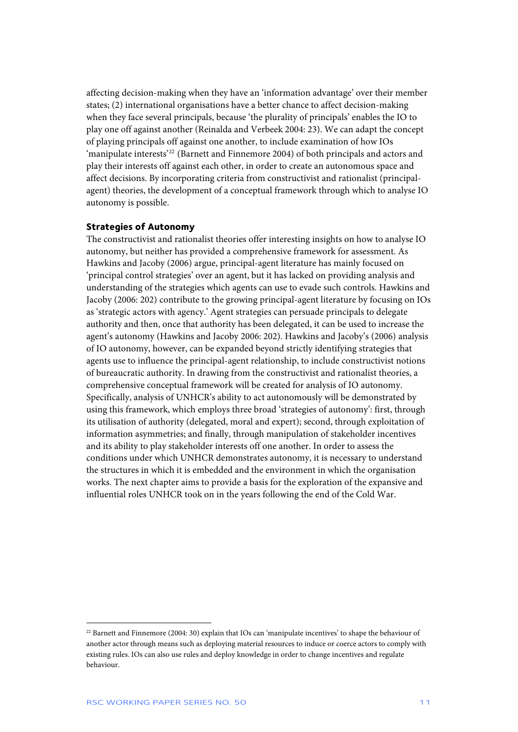affecting decision-making when they have an 'information advantage' over their member states; (2) international organisations have a better chance to affect decision-making when they face several principals, because 'the plurality of principals' enables the IO to play one off against another (Reinalda and Verbeek 2004: 23). We can adapt the concept of playing principals off against one another, to include examination of how IOs 'manipulate interests'[22] (Barnett and Finnemore 2004) of both principals and actors and play their interests off against each other, in order to create an autonomous space and affect decisions. By incorporating criteria from constructivist and rationalist (principal-agent) theories, the development of a conceptual framework through which to analyse IO autonomy is possible.

### Strategies of Autonomy

The constructivist and rationalist theories offer interesting insights on how to analyse IO autonomy, but neither has provided a comprehensive framework for assessment. As Hawkins and Jacoby (2006) argue, principal-agent literature has mainly focused on 'principal control strategies' over an agent, but it has lacked on providing analysis and understanding of the strategies which agents can use to evade such controls. Hawkins and Jacoby (2006: 202) contribute to the growing principal-agent literature by focusing on IOs as 'strategic actors with agency.' Agent strategies can persuade principals to delegate authority and then, once that authority has been delegated, it can be used to increase the agent's autonomy (Hawkins and Jacoby 2006: 202). Hawkins and Jacoby's (2006) analysis of IO autonomy, however, can be expanded beyond strictly identifying strategies that agents use to influence the principal-agent relationship, to include constructivist notions of bureaucratic authority. In drawing from the constructivist and rationalist theories, a comprehensive conceptual framework will be created for analysis of IO autonomy. Specifically, analysis of UNHCR's ability to act autonomously will be demonstrated by using this framework, which employs three broad 'strategies of autonomy': first, through its utilisation of authority (delegated, moral and expert); second, through exploitation of information asymmetries; and finally, through manipulation of stakeholder incentives and its ability to play stakeholder interests off one another. In order to assess the conditions under which UNHCR demonstrates autonomy, it is necessary to understand the structures in which it is embedded and the environment in which the organisation works. The next chapter aims to provide a basis for the exploration of the expansive and influential roles UNHCR took on in the years following the end of the Cold War.

---

[22] Barnett and Finnemore (2004: 30) explain that IOs can 'manipulate incentives' to shape the behaviour of another actor through means such as deploying material resources to induce or coerce actors to comply with existing rules. IOs can also use rules and deploy knowledge in order to change incentives and regulate behaviour.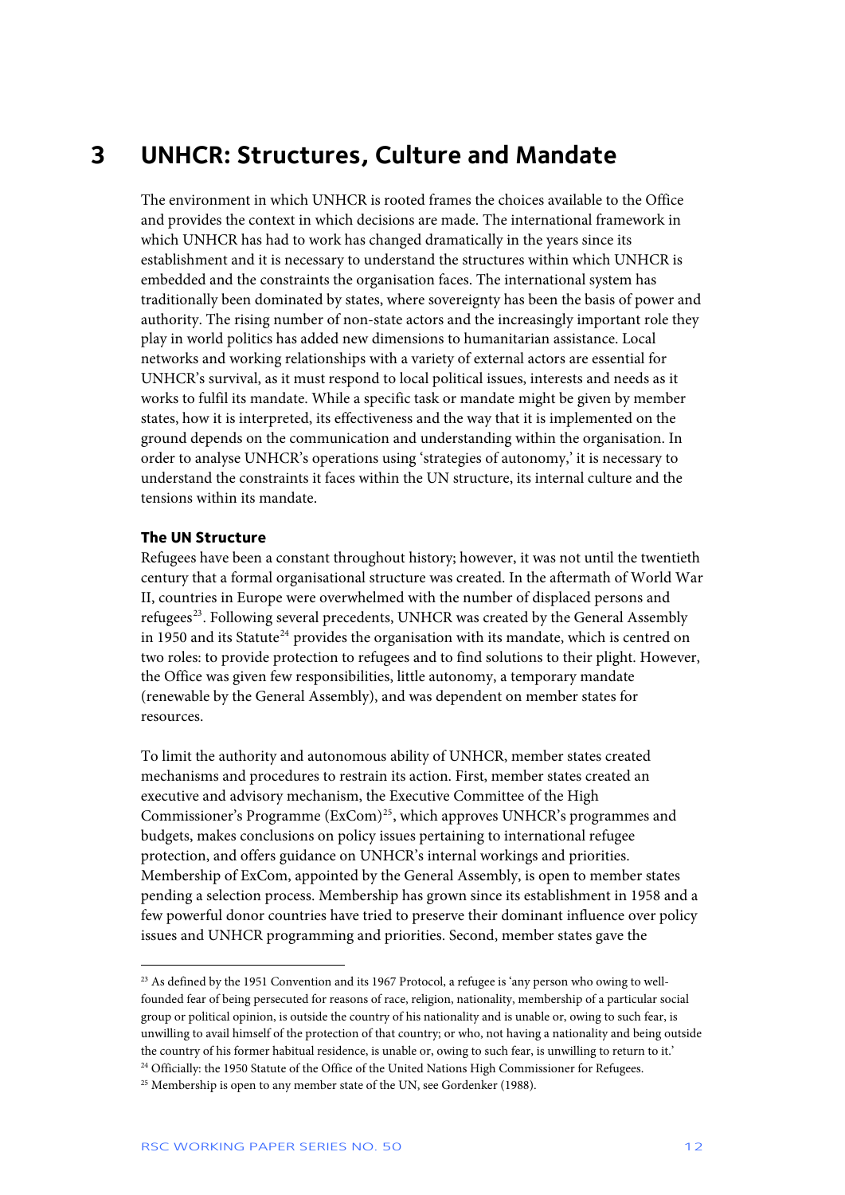# 3 UNHCR: Structures, Culture and Mandate

The environment in which UNHCR is rooted frames the choices available to the Office and provides the context in which decisions are made. The international framework in which UNHCR has had to work has changed dramatically in the years since its establishment and it is necessary to understand the structures within which UNHCR is embedded and the constraints the organisation faces. The international system has traditionally been dominated by states, where sovereignty has been the basis of power and authority. The rising number of non-state actors and the increasingly important role they play in world politics has added new dimensions to humanitarian assistance. Local networks and working relationships with a variety of external actors are essential for UNHCR's survival, as it must respond to local political issues, interests and needs as it works to fulfil its mandate. While a specific task or mandate might be given by member states, how it is interpreted, its effectiveness and the way that it is implemented on the ground depends on the communication and understanding within the organisation. In order to analyse UNHCR's operations using 'strategies of autonomy,' it is necessary to understand the constraints it faces within the UN structure, its internal culture and the tensions within its mandate.

### The UN Structure

Refugees have been a constant throughout history; however, it was not until the twentieth century that a formal organisational structure was created. In the aftermath of World War II, countries in Europe were overwhelmed with the number of displaced persons and refugees[23]. Following several precedents, UNHCR was created by the General Assembly in 1950 and its Statute[24] provides the organisation with its mandate, which is centred on two roles: to provide protection to refugees and to find solutions to their plight. However, the Office was given few responsibilities, little autonomy, a temporary mandate (renewable by the General Assembly), and was dependent on member states for resources.

To limit the authority and autonomous ability of UNHCR, member states created mechanisms and procedures to restrain its action. First, member states created an executive and advisory mechanism, the Executive Committee of the High Commissioner's Programme (ExCom)[25], which approves UNHCR's programmes and budgets, makes conclusions on policy issues pertaining to international refugee protection, and offers guidance on UNHCR's internal workings and priorities. Membership of ExCom, appointed by the General Assembly, is open to member states pending a selection process. Membership has grown since its establishment in 1958 and a few powerful donor countries have tried to preserve their dominant influence over policy issues and UNHCR programming and priorities. Second, member states gave the

---

[23] As defined by the 1951 Convention and its 1967 Protocol, a refugee is 'any person who owing to well-founded fear of being persecuted for reasons of race, religion, nationality, membership of a particular social group or political opinion, is outside the country of his nationality and is unable or, owing to such fear, is unwilling to avail himself of the protection of that country; or who, not having a nationality and being outside the country of his former habitual residence, is unable or, owing to such fear, is unwilling to return to it.'

[24] Officially: the 1950 Statute of the Office of the United Nations High Commissioner for Refugees.

[25] Membership is open to any member state of the UN, see Gordenker (1988).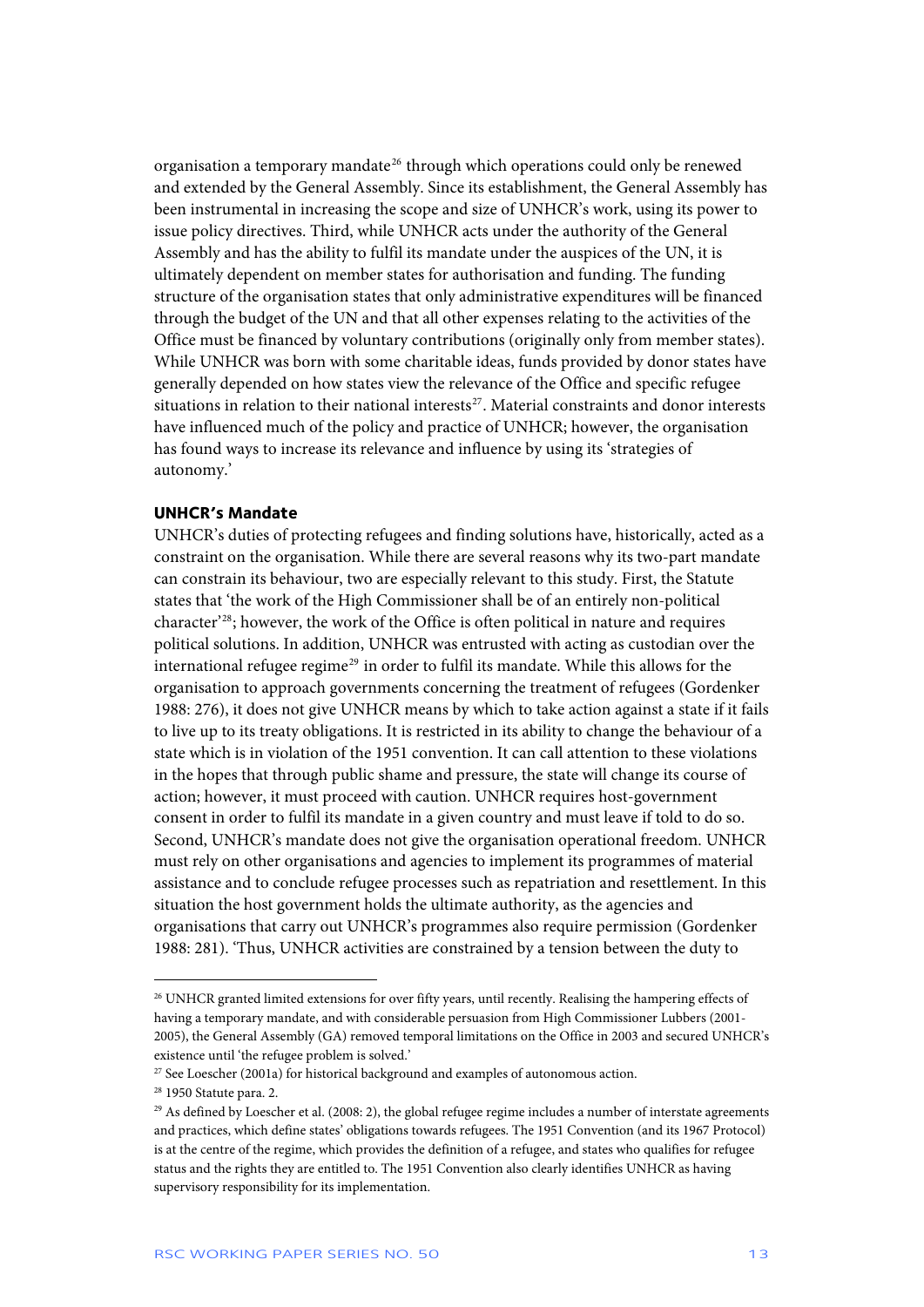organisation a temporary mandate[26] through which operations could only be renewed and extended by the General Assembly. Since its establishment, the General Assembly has been instrumental in increasing the scope and size of UNHCR's work, using its power to issue policy directives. Third, while UNHCR acts under the authority of the General Assembly and has the ability to fulfil its mandate under the auspices of the UN, it is ultimately dependent on member states for authorisation and funding. The funding structure of the organisation states that only administrative expenditures will be financed through the budget of the UN and that all other expenses relating to the activities of the Office must be financed by voluntary contributions (originally only from member states). While UNHCR was born with some charitable ideas, funds provided by donor states have generally depended on how states view the relevance of the Office and specific refugee situations in relation to their national interests[27]. Material constraints and donor interests have influenced much of the policy and practice of UNHCR; however, the organisation has found ways to increase its relevance and influence by using its 'strategies of autonomy.'

### UNHCR's Mandate

UNHCR's duties of protecting refugees and finding solutions have, historically, acted as a constraint on the organisation. While there are several reasons why its two-part mandate can constrain its behaviour, two are especially relevant to this study. First, the Statute states that 'the work of the High Commissioner shall be of an entirely non-political character'[28]; however, the work of the Office is often political in nature and requires political solutions. In addition, UNHCR was entrusted with acting as custodian over the international refugee regime[29] in order to fulfil its mandate. While this allows for the organisation to approach governments concerning the treatment of refugees (Gordenker 1988: 276), it does not give UNHCR means by which to take action against a state if it fails to live up to its treaty obligations. It is restricted in its ability to change the behaviour of a state which is in violation of the 1951 convention. It can call attention to these violations in the hopes that through public shame and pressure, the state will change its course of action; however, it must proceed with caution. UNHCR requires host-government consent in order to fulfil its mandate in a given country and must leave if told to do so. Second, UNHCR's mandate does not give the organisation operational freedom. UNHCR must rely on other organisations and agencies to implement its programmes of material assistance and to conclude refugee processes such as repatriation and resettlement. In this situation the host government holds the ultimate authority, as the agencies and organisations that carry out UNHCR's programmes also require permission (Gordenker 1988: 281). 'Thus, UNHCR activities are constrained by a tension between the duty to

---

[26] UNHCR granted limited extensions for over fifty years, until recently. Realising the hampering effects of having a temporary mandate, and with considerable persuasion from High Commissioner Lubbers (2001-2005), the General Assembly (GA) removed temporal limitations on the Office in 2003 and secured UNHCR's existence until 'the refugee problem is solved.'

[27] See Loescher (2001a) for historical background and examples of autonomous action.

[28] 1950 Statute para. 2.

[29] As defined by Loescher et al. (2008: 2), the global refugee regime includes a number of interstate agreements and practices, which define states' obligations towards refugees. The 1951 Convention (and its 1967 Protocol) is at the centre of the regime, which provides the definition of a refugee, and states who qualifies for refugee status and the rights they are entitled to. The 1951 Convention also clearly identifies UNHCR as having supervisory responsibility for its implementation.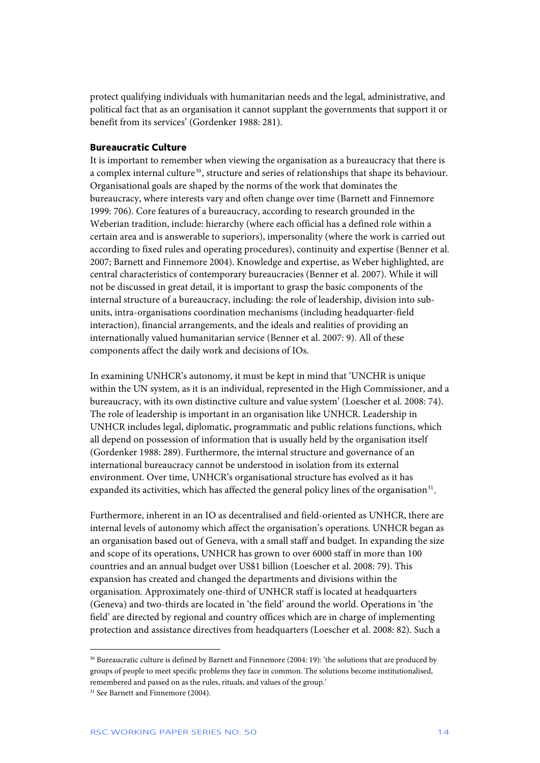protect qualifying individuals with humanitarian needs and the legal, administrative, and political fact that as an organisation it cannot supplant the governments that support it or benefit from its services' (Gordenker 1988: 281).

### Bureaucratic Culture

It is important to remember when viewing the organisation as a bureaucracy that there is a complex internal culture[30], structure and series of relationships that shape its behaviour. Organisational goals are shaped by the norms of the work that dominates the bureaucracy, where interests vary and often change over time (Barnett and Finnemore 1999: 706). Core features of a bureaucracy, according to research grounded in the Weberian tradition, include: hierarchy (where each official has a defined role within a certain area and is answerable to superiors), impersonality (where the work is carried out according to fixed rules and operating procedures), continuity and expertise (Benner et al. 2007; Barnett and Finnemore 2004). Knowledge and expertise, as Weber highlighted, are central characteristics of contemporary bureaucracies (Benner et al. 2007). While it will not be discussed in great detail, it is important to grasp the basic components of the internal structure of a bureaucracy, including: the role of leadership, division into sub-units, intra-organisations coordination mechanisms (including headquarter-field interaction), financial arrangements, and the ideals and realities of providing an internationally valued humanitarian service (Benner et al. 2007: 9). All of these components affect the daily work and decisions of IOs.

In examining UNHCR's autonomy, it must be kept in mind that 'UNCHR is unique within the UN system, as it is an individual, represented in the High Commissioner, and a bureaucracy, with its own distinctive culture and value system' (Loescher et al. 2008: 74). The role of leadership is important in an organisation like UNHCR. Leadership in UNHCR includes legal, diplomatic, programmatic and public relations functions, which all depend on possession of information that is usually held by the organisation itself (Gordenker 1988: 289). Furthermore, the internal structure and governance of an international bureaucracy cannot be understood in isolation from its external environment. Over time, UNHCR's organisational structure has evolved as it has expanded its activities, which has affected the general policy lines of the organisation[31].

Furthermore, inherent in an IO as decentralised and field-oriented as UNHCR, there are internal levels of autonomy which affect the organisation's operations. UNHCR began as an organisation based out of Geneva, with a small staff and budget. In expanding the size and scope of its operations, UNHCR has grown to over 6000 staff in more than 100 countries and an annual budget over US$1 billion (Loescher et al. 2008: 79). This expansion has created and changed the departments and divisions within the organisation. Approximately one-third of UNHCR staff is located at headquarters (Geneva) and two-thirds are located in 'the field' around the world. Operations in 'the field' are directed by regional and country offices which are in charge of implementing protection and assistance directives from headquarters (Loescher et al. 2008: 82). Such a

---

[30] Bureaucratic culture is defined by Barnett and Finnemore (2004: 19): 'the solutions that are produced by groups of people to meet specific problems they face in common. The solutions become institutionalised, remembered and passed on as the rules, rituals, and values of the group.'

[31] See Barnett and Finnemore (2004).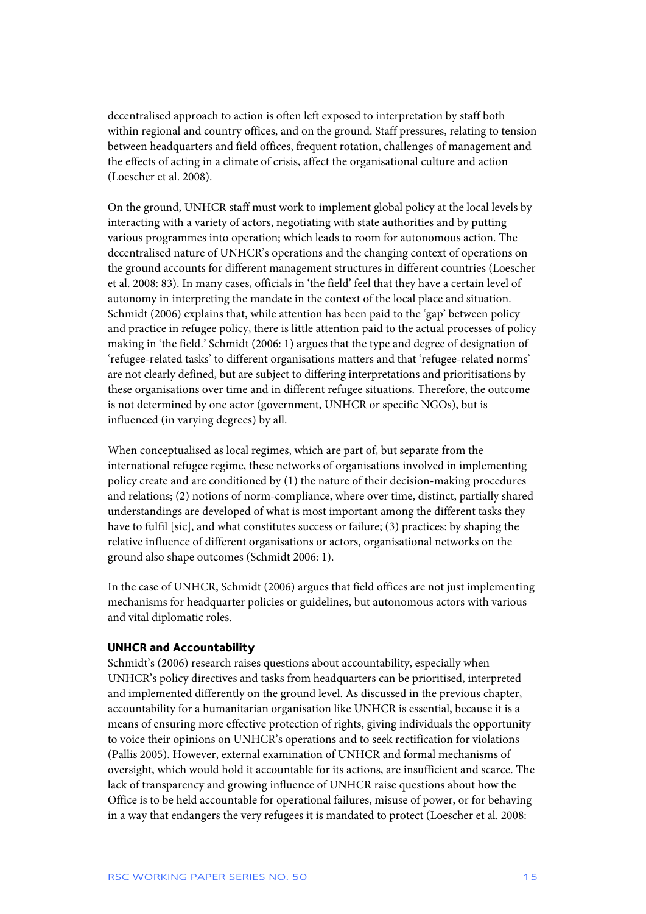decentralised approach to action is often left exposed to interpretation by staff both within regional and country offices, and on the ground. Staff pressures, relating to tension between headquarters and field offices, frequent rotation, challenges of management and the effects of acting in a climate of crisis, affect the organisational culture and action (Loescher et al. 2008).

On the ground, UNHCR staff must work to implement global policy at the local levels by interacting with a variety of actors, negotiating with state authorities and by putting various programmes into operation; which leads to room for autonomous action. The decentralised nature of UNHCR's operations and the changing context of operations on the ground accounts for different management structures in different countries (Loescher et al. 2008: 83). In many cases, officials in 'the field' feel that they have a certain level of autonomy in interpreting the mandate in the context of the local place and situation. Schmidt (2006) explains that, while attention has been paid to the 'gap' between policy and practice in refugee policy, there is little attention paid to the actual processes of policy making in 'the field.' Schmidt (2006: 1) argues that the type and degree of designation of 'refugee-related tasks' to different organisations matters and that 'refugee-related norms' are not clearly defined, but are subject to differing interpretations and prioritisations by these organisations over time and in different refugee situations. Therefore, the outcome is not determined by one actor (government, UNHCR or specific NGOs), but is influenced (in varying degrees) by all.

When conceptualised as local regimes, which are part of, but separate from the international refugee regime, these networks of organisations involved in implementing policy create and are conditioned by (1) the nature of their decision-making procedures and relations; (2) notions of norm-compliance, where over time, distinct, partially shared understandings are developed of what is most important among the different tasks they have to fulfil [sic], and what constitutes success or failure; (3) practices: by shaping the relative influence of different organisations or actors, organisational networks on the ground also shape outcomes (Schmidt 2006: 1).

In the case of UNHCR, Schmidt (2006) argues that field offices are not just implementing mechanisms for headquarter policies or guidelines, but autonomous actors with various and vital diplomatic roles.

### UNHCR and Accountability

Schmidt's (2006) research raises questions about accountability, especially when UNHCR's policy directives and tasks from headquarters can be prioritised, interpreted and implemented differently on the ground level. As discussed in the previous chapter, accountability for a humanitarian organisation like UNHCR is essential, because it is a means of ensuring more effective protection of rights, giving individuals the opportunity to voice their opinions on UNHCR's operations and to seek rectification for violations (Pallis 2005). However, external examination of UNHCR and formal mechanisms of oversight, which would hold it accountable for its actions, are insufficient and scarce. The lack of transparency and growing influence of UNHCR raise questions about how the Office is to be held accountable for operational failures, misuse of power, or for behaving in a way that endangers the very refugees it is mandated to protect (Loescher et al. 2008: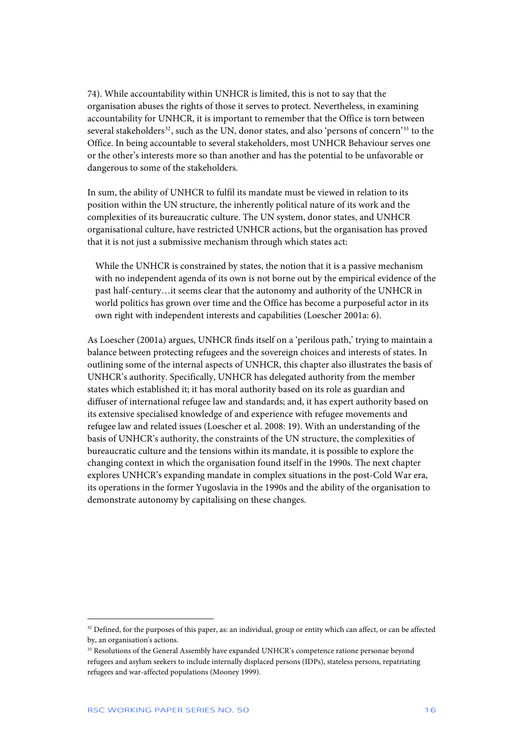74). While accountability within UNHCR is limited, this is not to say that the organisation abuses the rights of those it serves to protect. Nevertheless, in examining accountability for UNHCR, it is important to remember that the Office is torn between several stakeholders[32], such as the UN, donor states, and also 'persons of concern'[33] to the Office. In being accountable to several stakeholders, most UNHCR Behaviour serves one or the other's interests more so than another and has the potential to be unfavorable or dangerous to some of the stakeholders.

In sum, the ability of UNHCR to fulfil its mandate must be viewed in relation to its position within the UN structure, the inherently political nature of its work and the complexities of its bureaucratic culture. The UN system, donor states, and UNHCR organisational culture, have restricted UNHCR actions, but the organisation has proved that it is not just a submissive mechanism through which states act:

> While the UNHCR is constrained by states, the notion that it is a passive mechanism with no independent agenda of its own is not borne out by the empirical evidence of the past half-century…it seems clear that the autonomy and authority of the UNHCR in world politics has grown over time and the Office has become a purposeful actor in its own right with independent interests and capabilities (Loescher 2001a: 6).

As Loescher (2001a) argues, UNHCR finds itself on a 'perilous path,' trying to maintain a balance between protecting refugees and the sovereign choices and interests of states. In outlining some of the internal aspects of UNHCR, this chapter also illustrates the basis of UNHCR's authority. Specifically, UNHCR has delegated authority from the member states which established it; it has moral authority based on its role as guardian and diffuser of international refugee law and standards; and, it has expert authority based on its extensive specialised knowledge of and experience with refugee movements and refugee law and related issues (Loescher et al. 2008: 19). With an understanding of the basis of UNHCR's authority, the constraints of the UN structure, the complexities of bureaucratic culture and the tensions within its mandate, it is possible to explore the changing context in which the organisation found itself in the 1990s. The next chapter explores UNHCR's expanding mandate in complex situations in the post-Cold War era, its operations in the former Yugoslavia in the 1990s and the ability of the organisation to demonstrate autonomy by capitalising on these changes.

---

[32] Defined, for the purposes of this paper, as: an individual, group or entity which can affect, or can be affected by, an organisation's actions.

[33] Resolutions of the General Assembly have expanded UNHCR's competence ratione personae beyond refugees and asylum seekers to include internally displaced persons (IDPs), stateless persons, repatriating refugees and war-affected populations (Mooney 1999).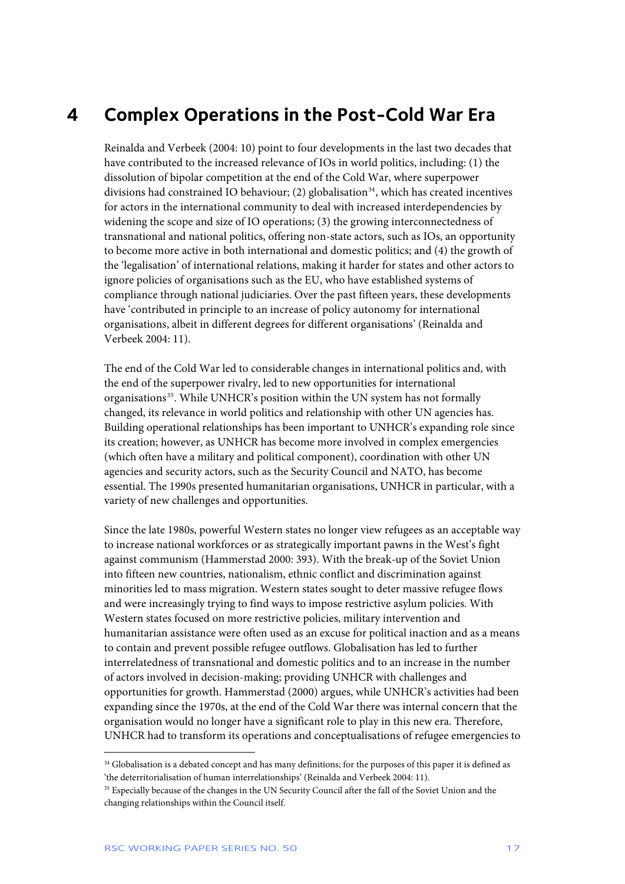# 4 Complex Operations in the Post-Cold War Era

Reinalda and Verbeek (2004: 10) point to four developments in the last two decades that have contributed to the increased relevance of IOs in world politics, including: (1) the dissolution of bipolar competition at the end of the Cold War, where superpower divisions had constrained IO behaviour; (2) globalisation[34], which has created incentives for actors in the international community to deal with increased interdependencies by widening the scope and size of IO operations; (3) the growing interconnectedness of transnational and national politics, offering non-state actors, such as IOs, an opportunity to become more active in both international and domestic politics; and (4) the growth of the 'legalisation' of international relations, making it harder for states and other actors to ignore policies of organisations such as the EU, who have established systems of compliance through national judiciaries. Over the past fifteen years, these developments have 'contributed in principle to an increase of policy autonomy for international organisations, albeit in different degrees for different organisations' (Reinalda and Verbeek 2004: 11).

The end of the Cold War led to considerable changes in international politics and, with the end of the superpower rivalry, led to new opportunities for international organisations[35]. While UNHCR's position within the UN system has not formally changed, its relevance in world politics and relationship with other UN agencies has. Building operational relationships has been important to UNHCR's expanding role since its creation; however, as UNHCR has become more involved in complex emergencies (which often have a military and political component), coordination with other UN agencies and security actors, such as the Security Council and NATO, has become essential. The 1990s presented humanitarian organisations, UNHCR in particular, with a variety of new challenges and opportunities.

Since the late 1980s, powerful Western states no longer view refugees as an acceptable way to increase national workforces or as strategically important pawns in the West's fight against communism (Hammerstad 2000: 393). With the break-up of the Soviet Union into fifteen new countries, nationalism, ethnic conflict and discrimination against minorities led to mass migration. Western states sought to deter massive refugee flows and were increasingly trying to find ways to impose restrictive asylum policies. With Western states focused on more restrictive policies, military intervention and humanitarian assistance were often used as an excuse for political inaction and as a means to contain and prevent possible refugee outflows. Globalisation has led to further interrelatedness of transnational and domestic politics and to an increase in the number of actors involved in decision-making; providing UNHCR with challenges and opportunities for growth. Hammerstad (2000) argues, while UNHCR's activities had been expanding since the 1970s, at the end of the Cold War there was internal concern that the organisation would no longer have a significant role to play in this new era. Therefore, UNHCR had to transform its operations and conceptualisations of refugee emergencies to

[34] Globalisation is a debated concept and has many definitions; for the purposes of this paper it is defined as 'the deterritorialisation of human interrelationships' (Reinalda and Verbeek 2004: 11).

[35] Especially because of the changes in the UN Security Council after the fall of the Soviet Union and the changing relationships within the Council itself.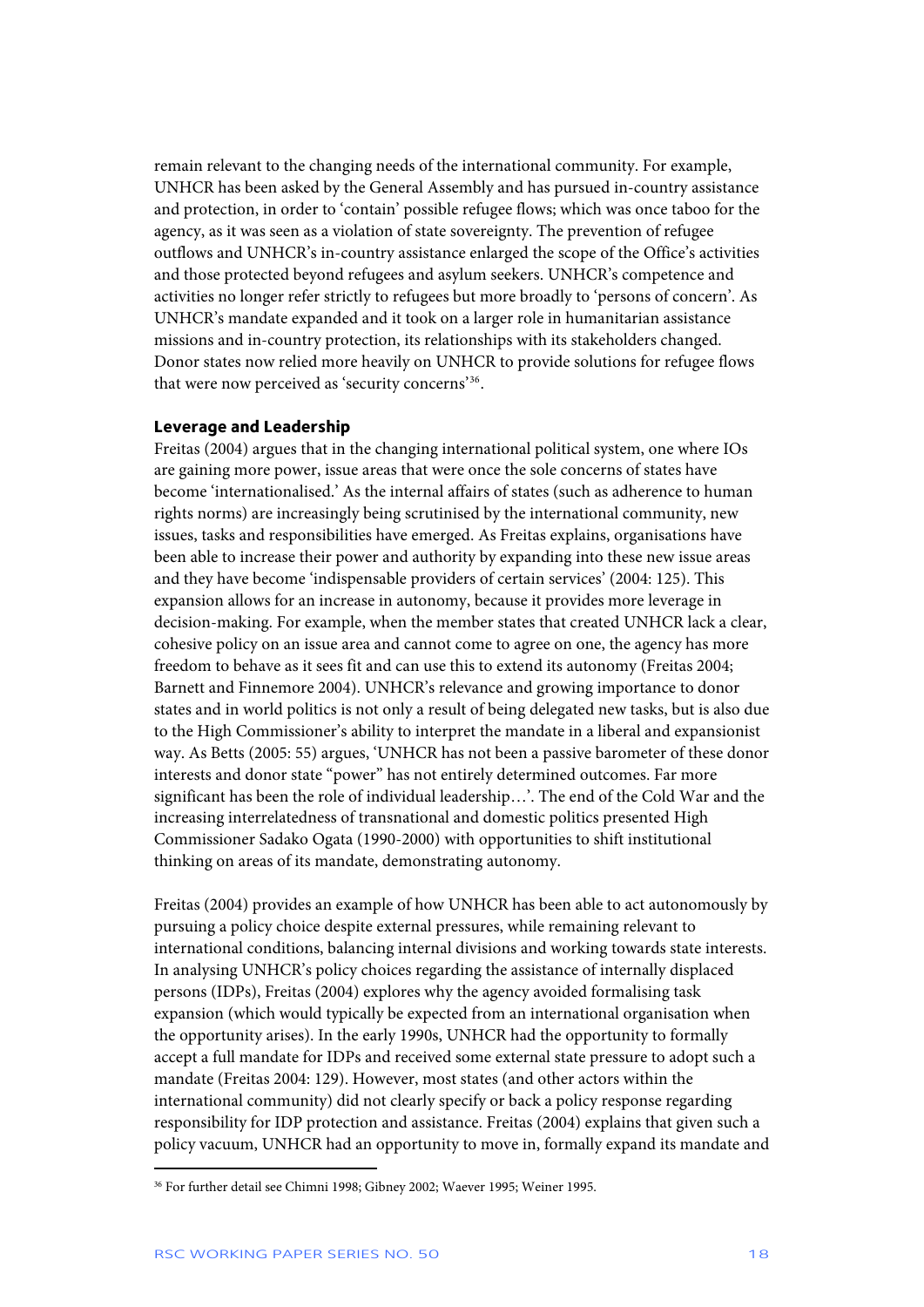remain relevant to the changing needs of the international community. For example, UNHCR has been asked by the General Assembly and has pursued in-country assistance and protection, in order to 'contain' possible refugee flows; which was once taboo for the agency, as it was seen as a violation of state sovereignty. The prevention of refugee outflows and UNHCR's in-country assistance enlarged the scope of the Office's activities and those protected beyond refugees and asylum seekers. UNHCR's competence and activities no longer refer strictly to refugees but more broadly to 'persons of concern'. As UNHCR's mandate expanded and it took on a larger role in humanitarian assistance missions and in-country protection, its relationships with its stakeholders changed. Donor states now relied more heavily on UNHCR to provide solutions for refugee flows that were now perceived as 'security concerns'[36].

### Leverage and Leadership

Freitas (2004) argues that in the changing international political system, one where IOs are gaining more power, issue areas that were once the sole concerns of states have become 'internationalised.' As the internal affairs of states (such as adherence to human rights norms) are increasingly being scrutinised by the international community, new issues, tasks and responsibilities have emerged. As Freitas explains, organisations have been able to increase their power and authority by expanding into these new issue areas and they have become 'indispensable providers of certain services' (2004: 125). This expansion allows for an increase in autonomy, because it provides more leverage in decision-making. For example, when the member states that created UNHCR lack a clear, cohesive policy on an issue area and cannot come to agree on one, the agency has more freedom to behave as it sees fit and can use this to extend its autonomy (Freitas 2004; Barnett and Finnemore 2004). UNHCR's relevance and growing importance to donor states and in world politics is not only a result of being delegated new tasks, but is also due to the High Commissioner's ability to interpret the mandate in a liberal and expansionist way. As Betts (2005: 55) argues, 'UNHCR has not been a passive barometer of these donor interests and donor state "power" has not entirely determined outcomes. Far more significant has been the role of individual leadership…'. The end of the Cold War and the increasing interrelatedness of transnational and domestic politics presented High Commissioner Sadako Ogata (1990-2000) with opportunities to shift institutional thinking on areas of its mandate, demonstrating autonomy.

Freitas (2004) provides an example of how UNHCR has been able to act autonomously by pursuing a policy choice despite external pressures, while remaining relevant to international conditions, balancing internal divisions and working towards state interests. In analysing UNHCR's policy choices regarding the assistance of internally displaced persons (IDPs), Freitas (2004) explores why the agency avoided formalising task expansion (which would typically be expected from an international organisation when the opportunity arises). In the early 1990s, UNHCR had the opportunity to formally accept a full mandate for IDPs and received some external state pressure to adopt such a mandate (Freitas 2004: 129). However, most states (and other actors within the international community) did not clearly specify or back a policy response regarding responsibility for IDP protection and assistance. Freitas (2004) explains that given such a policy vacuum, UNHCR had an opportunity to move in, formally expand its mandate and

[36] For further detail see Chimni 1998; Gibney 2002; Waever 1995; Weiner 1995.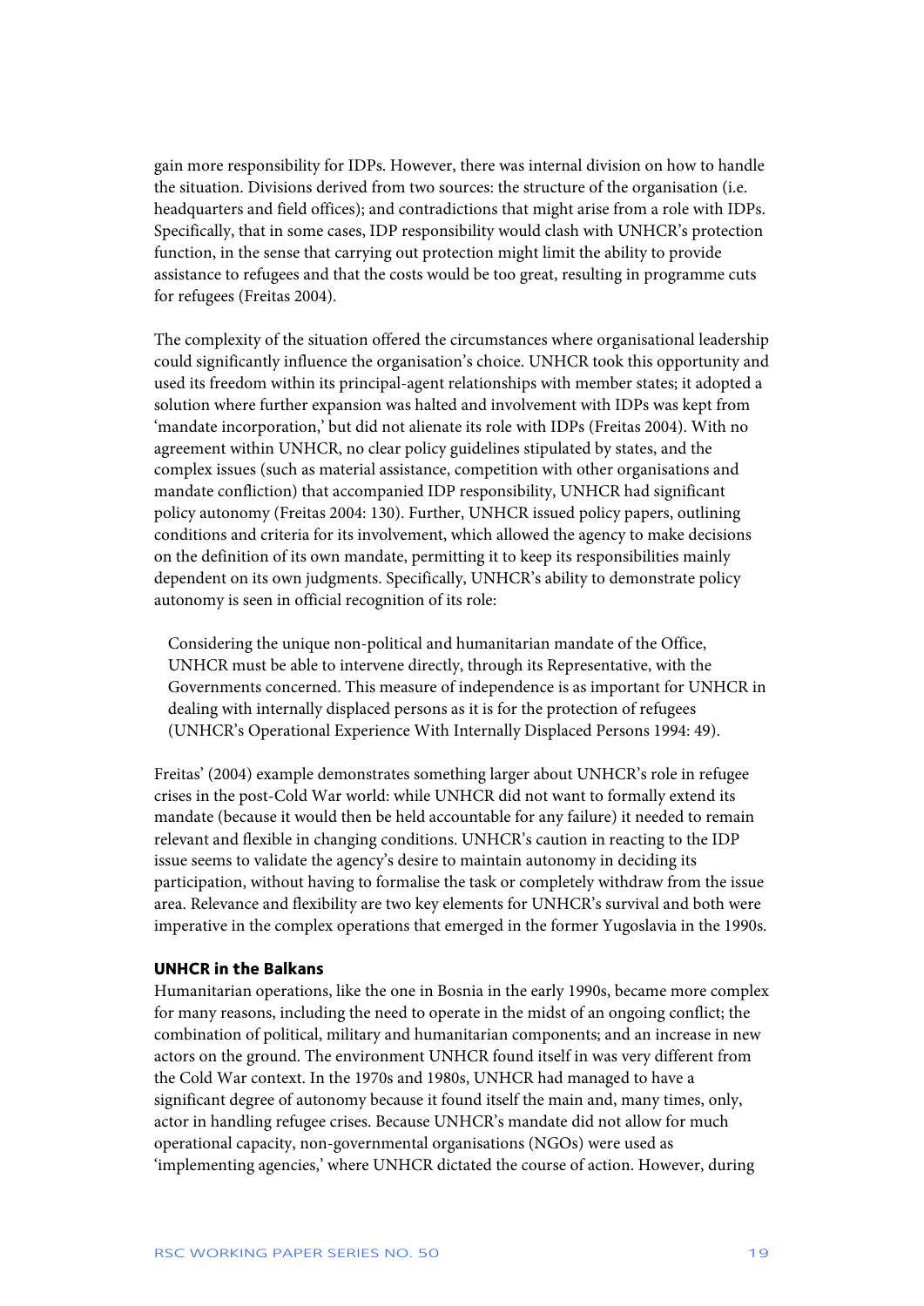gain more responsibility for IDPs. However, there was internal division on how to handle the situation. Divisions derived from two sources: the structure of the organisation (i.e. headquarters and field offices); and contradictions that might arise from a role with IDPs. Specifically, that in some cases, IDP responsibility would clash with UNHCR's protection function, in the sense that carrying out protection might limit the ability to provide assistance to refugees and that the costs would be too great, resulting in programme cuts for refugees (Freitas 2004).

The complexity of the situation offered the circumstances where organisational leadership could significantly influence the organisation's choice. UNHCR took this opportunity and used its freedom within its principal-agent relationships with member states; it adopted a solution where further expansion was halted and involvement with IDPs was kept from 'mandate incorporation,' but did not alienate its role with IDPs (Freitas 2004). With no agreement within UNHCR, no clear policy guidelines stipulated by states, and the complex issues (such as material assistance, competition with other organisations and mandate confliction) that accompanied IDP responsibility, UNHCR had significant policy autonomy (Freitas 2004: 130). Further, UNHCR issued policy papers, outlining conditions and criteria for its involvement, which allowed the agency to make decisions on the definition of its own mandate, permitting it to keep its responsibilities mainly dependent on its own judgments. Specifically, UNHCR's ability to demonstrate policy autonomy is seen in official recognition of its role:

> Considering the unique non-political and humanitarian mandate of the Office, UNHCR must be able to intervene directly, through its Representative, with the Governments concerned. This measure of independence is as important for UNHCR in dealing with internally displaced persons as it is for the protection of refugees (UNHCR's Operational Experience With Internally Displaced Persons 1994: 49).

Freitas' (2004) example demonstrates something larger about UNHCR's role in refugee crises in the post-Cold War world: while UNHCR did not want to formally extend its mandate (because it would then be held accountable for any failure) it needed to remain relevant and flexible in changing conditions. UNHCR's caution in reacting to the IDP issue seems to validate the agency's desire to maintain autonomy in deciding its participation, without having to formalise the task or completely withdraw from the issue area. Relevance and flexibility are two key elements for UNHCR's survival and both were imperative in the complex operations that emerged in the former Yugoslavia in the 1990s.

**UNHCR in the Balkans**

Humanitarian operations, like the one in Bosnia in the early 1990s, became more complex for many reasons, including the need to operate in the midst of an ongoing conflict; the combination of political, military and humanitarian components; and an increase in new actors on the ground. The environment UNHCR found itself in was very different from the Cold War context. In the 1970s and 1980s, UNHCR had managed to have a significant degree of autonomy because it found itself the main and, many times, only, actor in handling refugee crises. Because UNHCR's mandate did not allow for much operational capacity, non-governmental organisations (NGOs) were used as 'implementing agencies,' where UNHCR dictated the course of action. However, during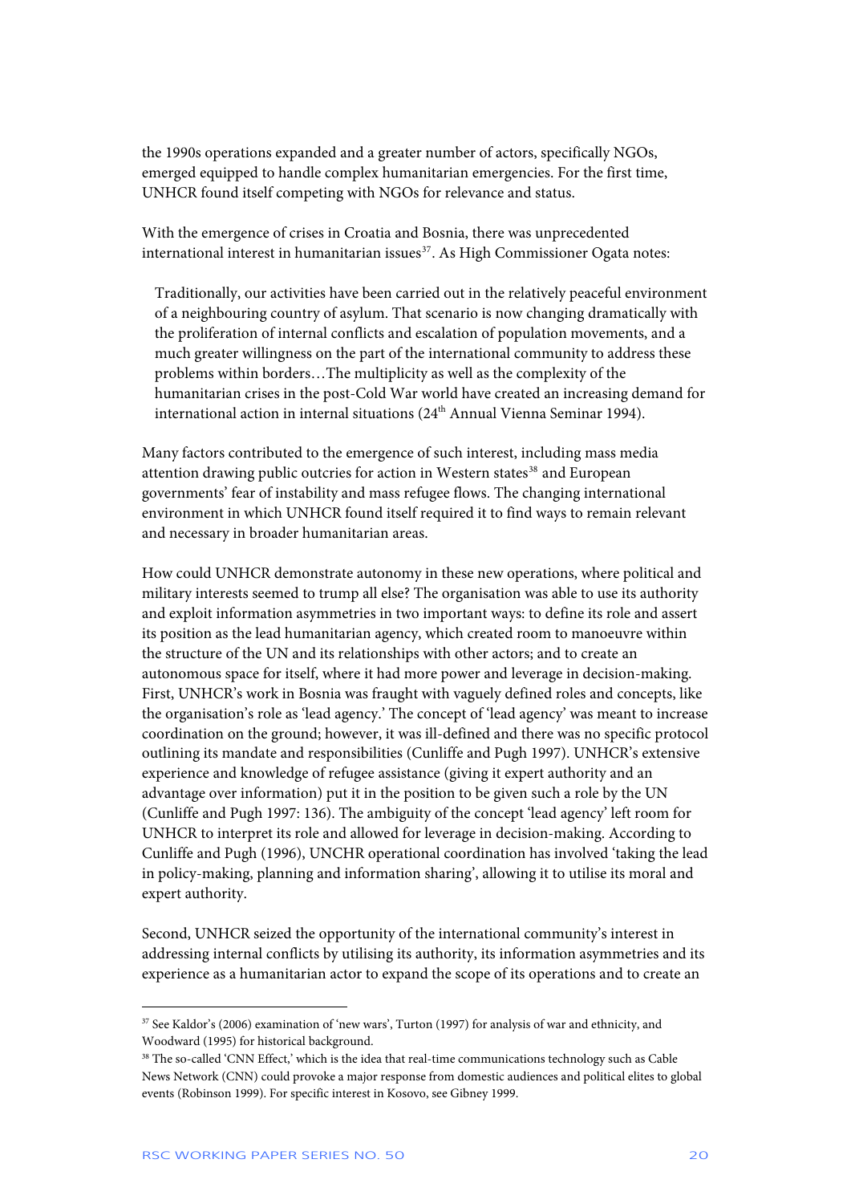the 1990s operations expanded and a greater number of actors, specifically NGOs, emerged equipped to handle complex humanitarian emergencies. For the first time, UNHCR found itself competing with NGOs for relevance and status.

With the emergence of crises in Croatia and Bosnia, there was unprecedented international interest in humanitarian issues[37]. As High Commissioner Ogata notes:

> Traditionally, our activities have been carried out in the relatively peaceful environment of a neighbouring country of asylum. That scenario is now changing dramatically with the proliferation of internal conflicts and escalation of population movements, and a much greater willingness on the part of the international community to address these problems within borders…The multiplicity as well as the complexity of the humanitarian crises in the post-Cold War world have created an increasing demand for international action in internal situations (24th Annual Vienna Seminar 1994).

Many factors contributed to the emergence of such interest, including mass media attention drawing public outcries for action in Western states[38] and European governments' fear of instability and mass refugee flows. The changing international environment in which UNHCR found itself required it to find ways to remain relevant and necessary in broader humanitarian areas.

How could UNHCR demonstrate autonomy in these new operations, where political and military interests seemed to trump all else? The organisation was able to use its authority and exploit information asymmetries in two important ways: to define its role and assert its position as the lead humanitarian agency, which created room to manoeuvre within the structure of the UN and its relationships with other actors; and to create an autonomous space for itself, where it had more power and leverage in decision-making. First, UNHCR's work in Bosnia was fraught with vaguely defined roles and concepts, like the organisation's role as 'lead agency.' The concept of 'lead agency' was meant to increase coordination on the ground; however, it was ill-defined and there was no specific protocol outlining its mandate and responsibilities (Cunliffe and Pugh 1997). UNHCR's extensive experience and knowledge of refugee assistance (giving it expert authority and an advantage over information) put it in the position to be given such a role by the UN (Cunliffe and Pugh 1997: 136). The ambiguity of the concept 'lead agency' left room for UNHCR to interpret its role and allowed for leverage in decision-making. According to Cunliffe and Pugh (1996), UNCHR operational coordination has involved 'taking the lead in policy-making, planning and information sharing', allowing it to utilise its moral and expert authority.

Second, UNHCR seized the opportunity of the international community's interest in addressing internal conflicts by utilising its authority, its information asymmetries and its experience as a humanitarian actor to expand the scope of its operations and to create an

---

[37] See Kaldor's (2006) examination of 'new wars', Turton (1997) for analysis of war and ethnicity, and Woodward (1995) for historical background.

[38] The so-called 'CNN Effect,' which is the idea that real-time communications technology such as Cable News Network (CNN) could provoke a major response from domestic audiences and political elites to global events (Robinson 1999). For specific interest in Kosovo, see Gibney 1999.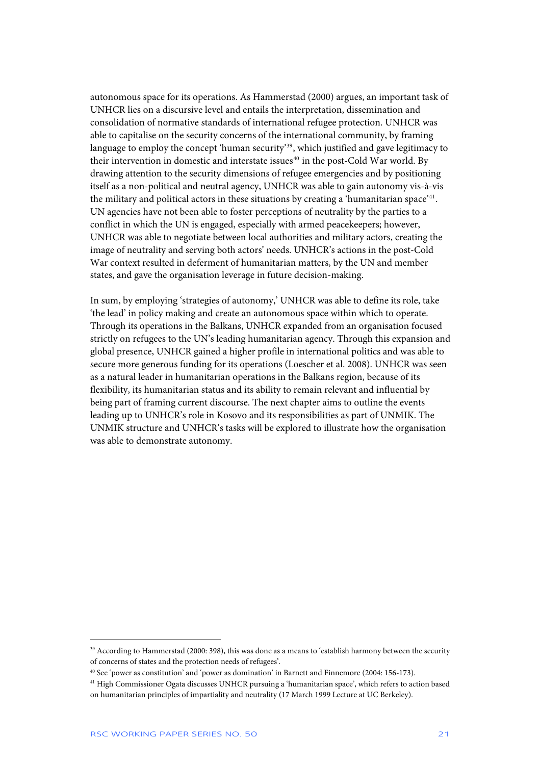autonomous space for its operations. As Hammerstad (2000) argues, an important task of UNHCR lies on a discursive level and entails the interpretation, dissemination and consolidation of normative standards of international refugee protection. UNHCR was able to capitalise on the security concerns of the international community, by framing language to employ the concept 'human security'[39], which justified and gave legitimacy to their intervention in domestic and interstate issues[40] in the post-Cold War world. By drawing attention to the security dimensions of refugee emergencies and by positioning itself as a non-political and neutral agency, UNHCR was able to gain autonomy vis-à-vis the military and political actors in these situations by creating a 'humanitarian space'[41]. UN agencies have not been able to foster perceptions of neutrality by the parties to a conflict in which the UN is engaged, especially with armed peacekeepers; however, UNHCR was able to negotiate between local authorities and military actors, creating the image of neutrality and serving both actors' needs. UNHCR's actions in the post-Cold War context resulted in deferment of humanitarian matters, by the UN and member states, and gave the organisation leverage in future decision-making.

In sum, by employing 'strategies of autonomy,' UNHCR was able to define its role, take 'the lead' in policy making and create an autonomous space within which to operate. Through its operations in the Balkans, UNHCR expanded from an organisation focused strictly on refugees to the UN's leading humanitarian agency. Through this expansion and global presence, UNHCR gained a higher profile in international politics and was able to secure more generous funding for its operations (Loescher et al. 2008). UNHCR was seen as a natural leader in humanitarian operations in the Balkans region, because of its flexibility, its humanitarian status and its ability to remain relevant and influential by being part of framing current discourse. The next chapter aims to outline the events leading up to UNHCR's role in Kosovo and its responsibilities as part of UNMIK. The UNMIK structure and UNHCR's tasks will be explored to illustrate how the organisation was able to demonstrate autonomy.

---

[39] According to Hammerstad (2000: 398), this was done as a means to 'establish harmony between the security of concerns of states and the protection needs of refugees'.

[40] See 'power as constitution' and 'power as domination' in Barnett and Finnemore (2004: 156-173).

[41] High Commissioner Ogata discusses UNHCR pursuing a 'humanitarian space', which refers to action based on humanitarian principles of impartiality and neutrality (17 March 1999 Lecture at UC Berkeley).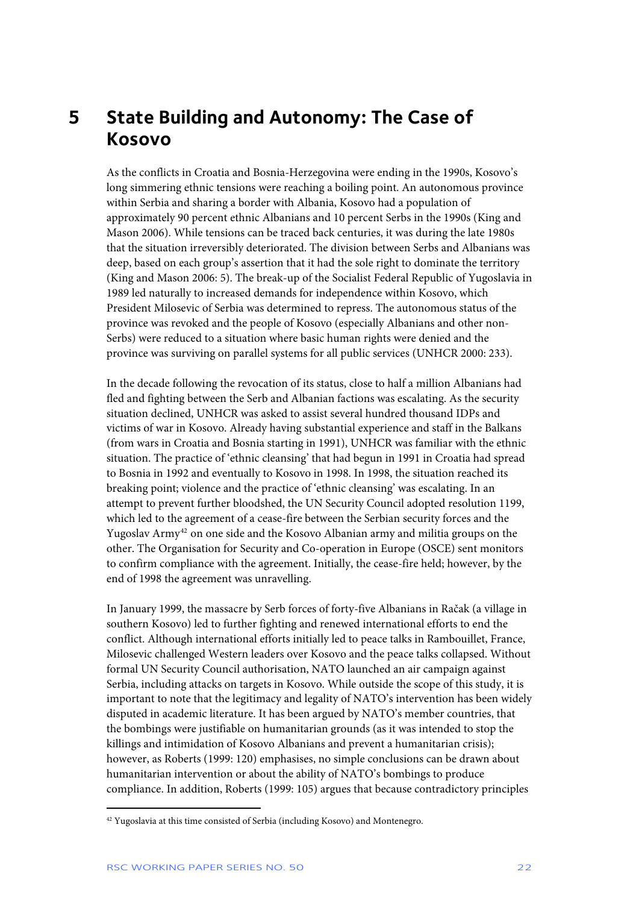# 5 State Building and Autonomy: The Case of Kosovo

As the conflicts in Croatia and Bosnia-Herzegovina were ending in the 1990s, Kosovo's long simmering ethnic tensions were reaching a boiling point. An autonomous province within Serbia and sharing a border with Albania, Kosovo had a population of approximately 90 percent ethnic Albanians and 10 percent Serbs in the 1990s (King and Mason 2006). While tensions can be traced back centuries, it was during the late 1980s that the situation irreversibly deteriorated. The division between Serbs and Albanians was deep, based on each group's assertion that it had the sole right to dominate the territory (King and Mason 2006: 5). The break-up of the Socialist Federal Republic of Yugoslavia in 1989 led naturally to increased demands for independence within Kosovo, which President Milosevic of Serbia was determined to repress. The autonomous status of the province was revoked and the people of Kosovo (especially Albanians and other non-Serbs) were reduced to a situation where basic human rights were denied and the province was surviving on parallel systems for all public services (UNHCR 2000: 233).

In the decade following the revocation of its status, close to half a million Albanians had fled and fighting between the Serb and Albanian factions was escalating. As the security situation declined, UNHCR was asked to assist several hundred thousand IDPs and victims of war in Kosovo. Already having substantial experience and staff in the Balkans (from wars in Croatia and Bosnia starting in 1991), UNHCR was familiar with the ethnic situation. The practice of 'ethnic cleansing' that had begun in 1991 in Croatia had spread to Bosnia in 1992 and eventually to Kosovo in 1998. In 1998, the situation reached its breaking point; violence and the practice of 'ethnic cleansing' was escalating. In an attempt to prevent further bloodshed, the UN Security Council adopted resolution 1199, which led to the agreement of a cease-fire between the Serbian security forces and the Yugoslav Army[42] on one side and the Kosovo Albanian army and militia groups on the other. The Organisation for Security and Co-operation in Europe (OSCE) sent monitors to confirm compliance with the agreement. Initially, the cease-fire held; however, by the end of 1998 the agreement was unravelling.

In January 1999, the massacre by Serb forces of forty-five Albanians in Račak (a village in southern Kosovo) led to further fighting and renewed international efforts to end the conflict. Although international efforts initially led to peace talks in Rambouillet, France, Milosevic challenged Western leaders over Kosovo and the peace talks collapsed. Without formal UN Security Council authorisation, NATO launched an air campaign against Serbia, including attacks on targets in Kosovo. While outside the scope of this study, it is important to note that the legitimacy and legality of NATO's intervention has been widely disputed in academic literature. It has been argued by NATO's member countries, that the bombings were justifiable on humanitarian grounds (as it was intended to stop the killings and intimidation of Kosovo Albanians and prevent a humanitarian crisis); however, as Roberts (1999: 120) emphasises, no simple conclusions can be drawn about humanitarian intervention or about the ability of NATO's bombings to produce compliance. In addition, Roberts (1999: 105) argues that because contradictory principles

[42] Yugoslavia at this time consisted of Serbia (including Kosovo) and Montenegro.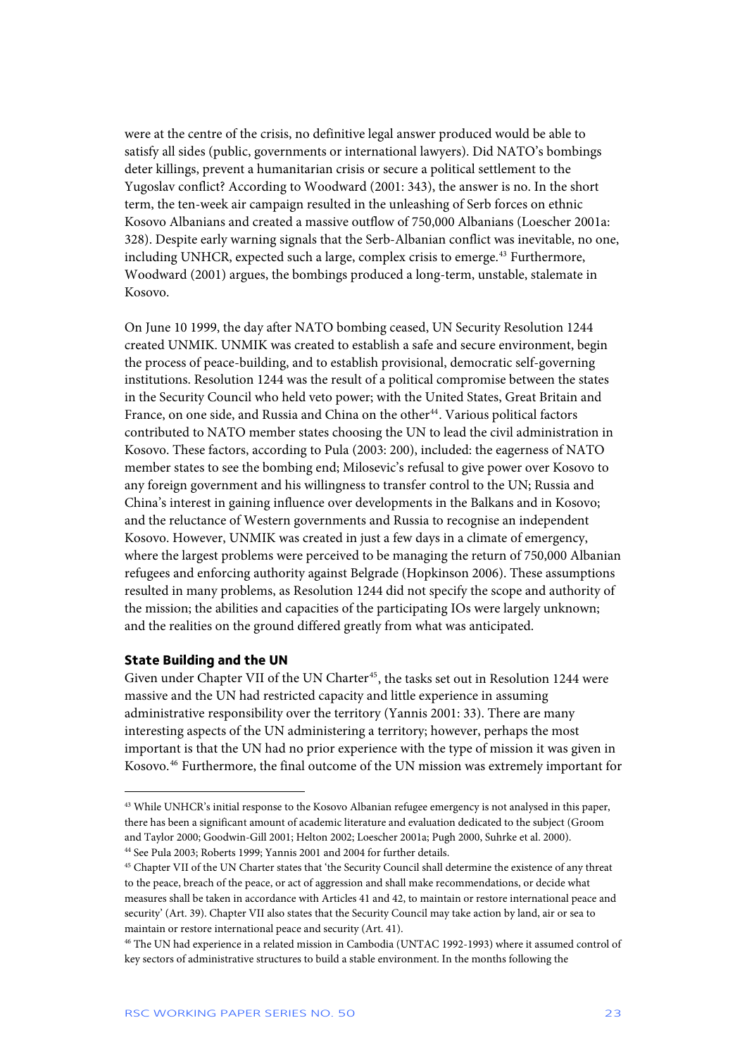were at the centre of the crisis, no definitive legal answer produced would be able to satisfy all sides (public, governments or international lawyers). Did NATO's bombings deter killings, prevent a humanitarian crisis or secure a political settlement to the Yugoslav conflict? According to Woodward (2001: 343), the answer is no. In the short term, the ten-week air campaign resulted in the unleashing of Serb forces on ethnic Kosovo Albanians and created a massive outflow of 750,000 Albanians (Loescher 2001a: 328). Despite early warning signals that the Serb-Albanian conflict was inevitable, no one, including UNHCR, expected such a large, complex crisis to emerge.[43] Furthermore, Woodward (2001) argues, the bombings produced a long-term, unstable, stalemate in Kosovo.

On June 10 1999, the day after NATO bombing ceased, UN Security Resolution 1244 created UNMIK. UNMIK was created to establish a safe and secure environment, begin the process of peace-building, and to establish provisional, democratic self-governing institutions. Resolution 1244 was the result of a political compromise between the states in the Security Council who held veto power; with the United States, Great Britain and France, on one side, and Russia and China on the other[44]. Various political factors contributed to NATO member states choosing the UN to lead the civil administration in Kosovo. These factors, according to Pula (2003: 200), included: the eagerness of NATO member states to see the bombing end; Milosevic's refusal to give power over Kosovo to any foreign government and his willingness to transfer control to the UN; Russia and China's interest in gaining influence over developments in the Balkans and in Kosovo; and the reluctance of Western governments and Russia to recognise an independent Kosovo. However, UNMIK was created in just a few days in a climate of emergency, where the largest problems were perceived to be managing the return of 750,000 Albanian refugees and enforcing authority against Belgrade (Hopkinson 2006). These assumptions resulted in many problems, as Resolution 1244 did not specify the scope and authority of the mission; the abilities and capacities of the participating IOs were largely unknown; and the realities on the ground differed greatly from what was anticipated.

### State Building and the UN

Given under Chapter VII of the UN Charter[45], the tasks set out in Resolution 1244 were massive and the UN had restricted capacity and little experience in assuming administrative responsibility over the territory (Yannis 2001: 33). There are many interesting aspects of the UN administering a territory; however, perhaps the most important is that the UN had no prior experience with the type of mission it was given in Kosovo.[46] Furthermore, the final outcome of the UN mission was extremely important for

---

[43] While UNHCR's initial response to the Kosovo Albanian refugee emergency is not analysed in this paper, there has been a significant amount of academic literature and evaluation dedicated to the subject (Groom and Taylor 2000; Goodwin-Gill 2001; Helton 2002; Loescher 2001a; Pugh 2000, Suhrke et al. 2000).

[44] See Pula 2003; Roberts 1999; Yannis 2001 and 2004 for further details.

[45] Chapter VII of the UN Charter states that 'the Security Council shall determine the existence of any threat to the peace, breach of the peace, or act of aggression and shall make recommendations, or decide what measures shall be taken in accordance with Articles 41 and 42, to maintain or restore international peace and security' (Art. 39). Chapter VII also states that the Security Council may take action by land, air or sea to maintain or restore international peace and security (Art. 41).

[46] The UN had experience in a related mission in Cambodia (UNTAC 1992-1993) where it assumed control of key sectors of administrative structures to build a stable environment. In the months following the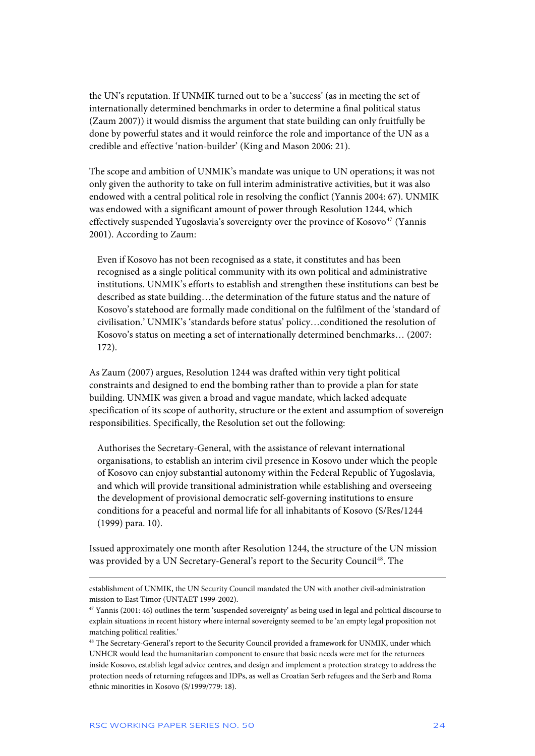the UN's reputation. If UNMIK turned out to be a 'success' (as in meeting the set of internationally determined benchmarks in order to determine a final political status (Zaum 2007)) it would dismiss the argument that state building can only fruitfully be done by powerful states and it would reinforce the role and importance of the UN as a credible and effective 'nation-builder' (King and Mason 2006: 21).

The scope and ambition of UNMIK's mandate was unique to UN operations; it was not only given the authority to take on full interim administrative activities, but it was also endowed with a central political role in resolving the conflict (Yannis 2004: 67). UNMIK was endowed with a significant amount of power through Resolution 1244, which effectively suspended Yugoslavia's sovereignty over the province of Kosovo[47] (Yannis 2001). According to Zaum:

> Even if Kosovo has not been recognised as a state, it constitutes and has been recognised as a single political community with its own political and administrative institutions. UNMIK's efforts to establish and strengthen these institutions can best be described as state building…the determination of the future status and the nature of Kosovo's statehood are formally made conditional on the fulfilment of the 'standard of civilisation.' UNMIK's 'standards before status' policy…conditioned the resolution of Kosovo's status on meeting a set of internationally determined benchmarks… (2007: 172).

As Zaum (2007) argues, Resolution 1244 was drafted within very tight political constraints and designed to end the bombing rather than to provide a plan for state building. UNMIK was given a broad and vague mandate, which lacked adequate specification of its scope of authority, structure or the extent and assumption of sovereign responsibilities. Specifically, the Resolution set out the following:

> Authorises the Secretary-General, with the assistance of relevant international organisations, to establish an interim civil presence in Kosovo under which the people of Kosovo can enjoy substantial autonomy within the Federal Republic of Yugoslavia, and which will provide transitional administration while establishing and overseeing the development of provisional democratic self-governing institutions to ensure conditions for a peaceful and normal life for all inhabitants of Kosovo (S/Res/1244 (1999) para. 10).

Issued approximately one month after Resolution 1244, the structure of the UN mission was provided by a UN Secretary-General's report to the Security Council[48]. The

---

establishment of UNMIK, the UN Security Council mandated the UN with another civil-administration mission to East Timor (UNTAET 1999-2002).

[47] Yannis (2001: 46) outlines the term 'suspended sovereignty' as being used in legal and political discourse to explain situations in recent history where internal sovereignty seemed to be 'an empty legal proposition not matching political realities.'

[48] The Secretary-General's report to the Security Council provided a framework for UNMIK, under which UNHCR would lead the humanitarian component to ensure that basic needs were met for the returnees inside Kosovo, establish legal advice centres, and design and implement a protection strategy to address the protection needs of returning refugees and IDPs, as well as Croatian Serb refugees and the Serb and Roma ethnic minorities in Kosovo (S/1999/779: 18).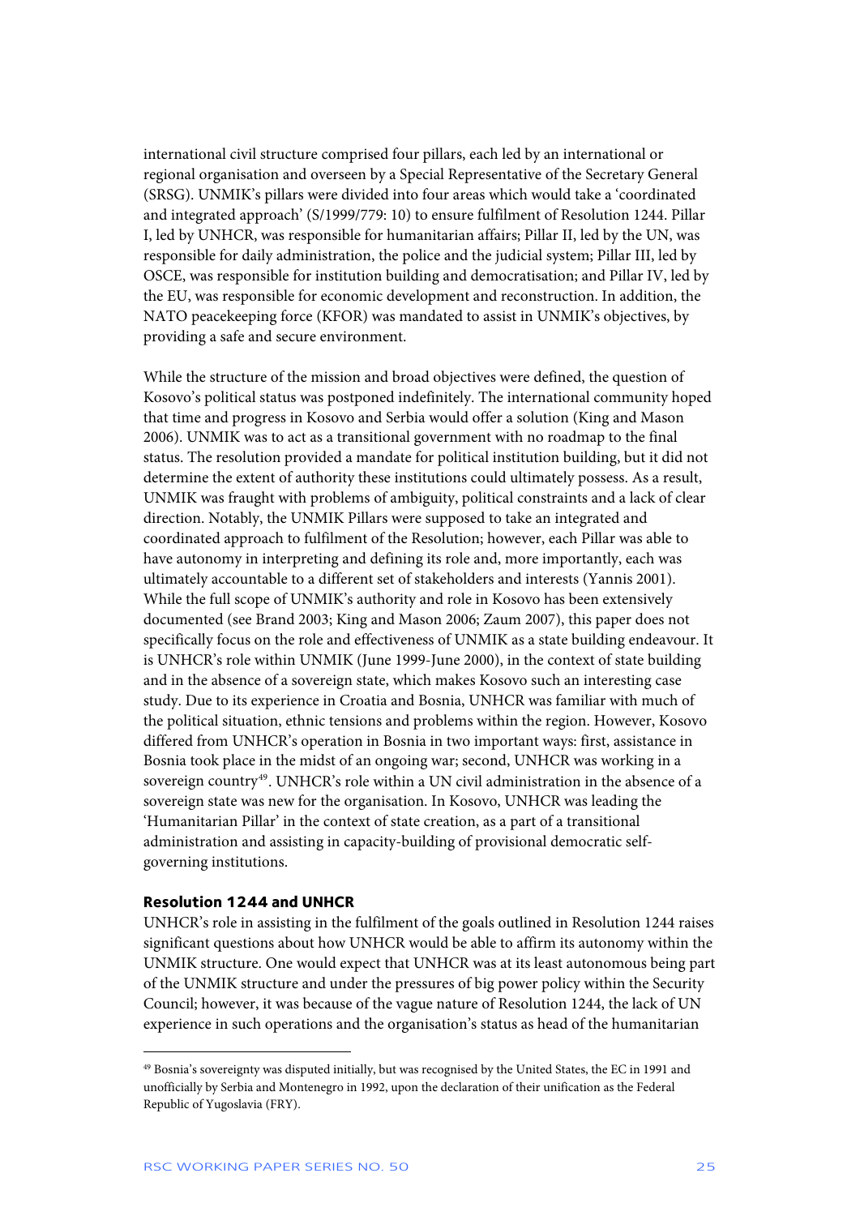international civil structure comprised four pillars, each led by an international or regional organisation and overseen by a Special Representative of the Secretary General (SRSG). UNMIK's pillars were divided into four areas which would take a 'coordinated and integrated approach' (S/1999/779: 10) to ensure fulfilment of Resolution 1244. Pillar I, led by UNHCR, was responsible for humanitarian affairs; Pillar II, led by the UN, was responsible for daily administration, the police and the judicial system; Pillar III, led by OSCE, was responsible for institution building and democratisation; and Pillar IV, led by the EU, was responsible for economic development and reconstruction. In addition, the NATO peacekeeping force (KFOR) was mandated to assist in UNMIK's objectives, by providing a safe and secure environment.

While the structure of the mission and broad objectives were defined, the question of Kosovo's political status was postponed indefinitely. The international community hoped that time and progress in Kosovo and Serbia would offer a solution (King and Mason 2006). UNMIK was to act as a transitional government with no roadmap to the final status. The resolution provided a mandate for political institution building, but it did not determine the extent of authority these institutions could ultimately possess. As a result, UNMIK was fraught with problems of ambiguity, political constraints and a lack of clear direction. Notably, the UNMIK Pillars were supposed to take an integrated and coordinated approach to fulfilment of the Resolution; however, each Pillar was able to have autonomy in interpreting and defining its role and, more importantly, each was ultimately accountable to a different set of stakeholders and interests (Yannis 2001). While the full scope of UNMIK's authority and role in Kosovo has been extensively documented (see Brand 2003; King and Mason 2006; Zaum 2007), this paper does not specifically focus on the role and effectiveness of UNMIK as a state building endeavour. It is UNHCR's role within UNMIK (June 1999-June 2000), in the context of state building and in the absence of a sovereign state, which makes Kosovo such an interesting case study. Due to its experience in Croatia and Bosnia, UNHCR was familiar with much of the political situation, ethnic tensions and problems within the region. However, Kosovo differed from UNHCR's operation in Bosnia in two important ways: first, assistance in Bosnia took place in the midst of an ongoing war; second, UNHCR was working in a sovereign country[49]. UNHCR's role within a UN civil administration in the absence of a sovereign state was new for the organisation. In Kosovo, UNHCR was leading the 'Humanitarian Pillar' in the context of state creation, as a part of a transitional administration and assisting in capacity-building of provisional democratic self-governing institutions.

### Resolution 1244 and UNHCR

UNHCR's role in assisting in the fulfilment of the goals outlined in Resolution 1244 raises significant questions about how UNHCR would be able to affirm its autonomy within the UNMIK structure. One would expect that UNHCR was at its least autonomous being part of the UNMIK structure and under the pressures of big power policy within the Security Council; however, it was because of the vague nature of Resolution 1244, the lack of UN experience in such operations and the organisation's status as head of the humanitarian

---

[49] Bosnia's sovereignty was disputed initially, but was recognised by the United States, the EC in 1991 and unofficially by Serbia and Montenegro in 1992, upon the declaration of their unification as the Federal Republic of Yugoslavia (FRY).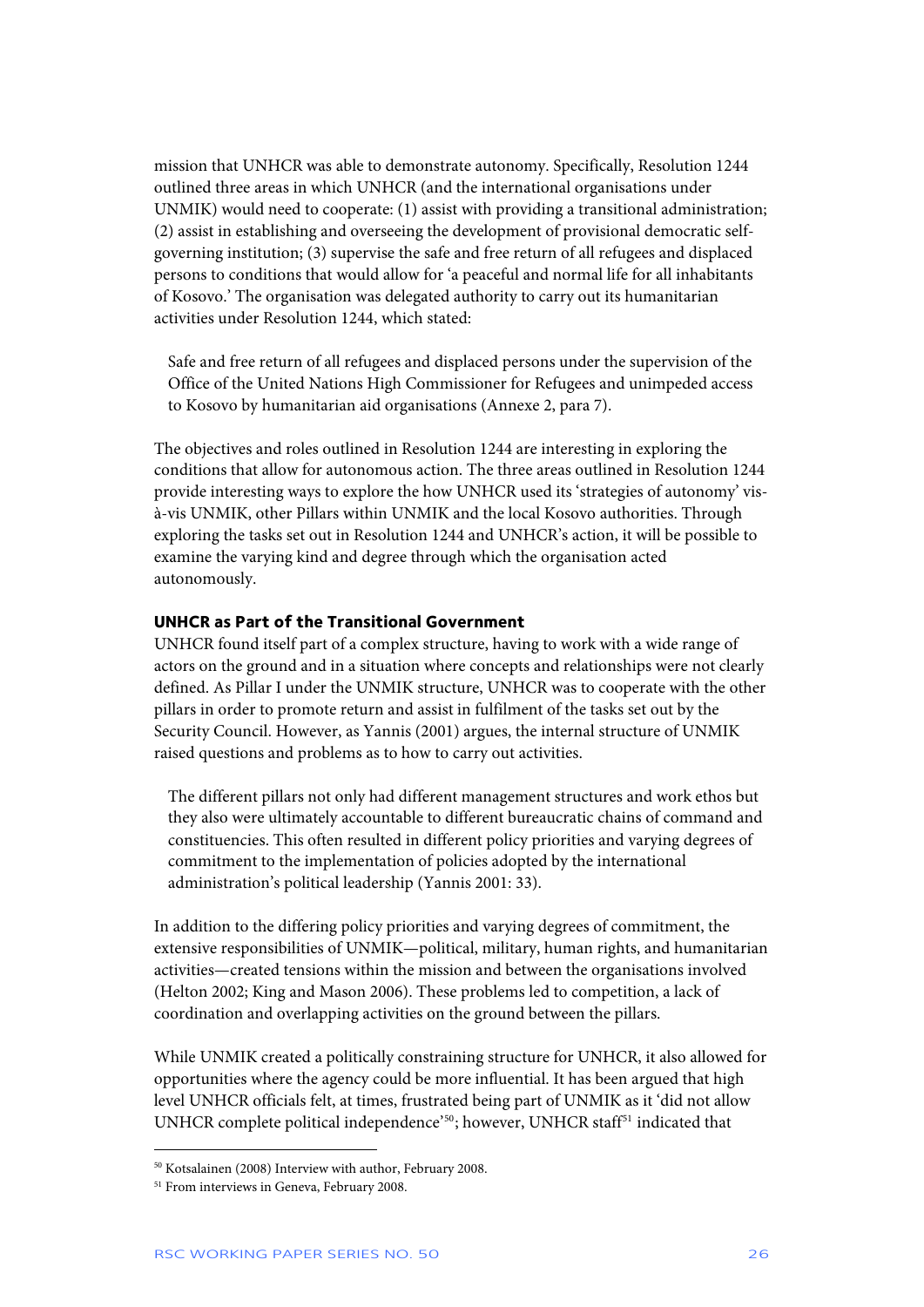mission that UNHCR was able to demonstrate autonomy. Specifically, Resolution 1244 outlined three areas in which UNHCR (and the international organisations under UNMIK) would need to cooperate: (1) assist with providing a transitional administration; (2) assist in establishing and overseeing the development of provisional democratic self-governing institution; (3) supervise the safe and free return of all refugees and displaced persons to conditions that would allow for 'a peaceful and normal life for all inhabitants of Kosovo.' The organisation was delegated authority to carry out its humanitarian activities under Resolution 1244, which stated:

> Safe and free return of all refugees and displaced persons under the supervision of the Office of the United Nations High Commissioner for Refugees and unimpeded access to Kosovo by humanitarian aid organisations (Annexe 2, para 7).

The objectives and roles outlined in Resolution 1244 are interesting in exploring the conditions that allow for autonomous action. The three areas outlined in Resolution 1244 provide interesting ways to explore the how UNHCR used its 'strategies of autonomy' vis-à-vis UNMIK, other Pillars within UNMIK and the local Kosovo authorities. Through exploring the tasks set out in Resolution 1244 and UNHCR's action, it will be possible to examine the varying kind and degree through which the organisation acted autonomously.

### UNHCR as Part of the Transitional Government

UNHCR found itself part of a complex structure, having to work with a wide range of actors on the ground and in a situation where concepts and relationships were not clearly defined. As Pillar I under the UNMIK structure, UNHCR was to cooperate with the other pillars in order to promote return and assist in fulfilment of the tasks set out by the Security Council. However, as Yannis (2001) argues, the internal structure of UNMIK raised questions and problems as to how to carry out activities.

> The different pillars not only had different management structures and work ethos but they also were ultimately accountable to different bureaucratic chains of command and constituencies. This often resulted in different policy priorities and varying degrees of commitment to the implementation of policies adopted by the international administration's political leadership (Yannis 2001: 33).

In addition to the differing policy priorities and varying degrees of commitment, the extensive responsibilities of UNMIK—political, military, human rights, and humanitarian activities—created tensions within the mission and between the organisations involved (Helton 2002; King and Mason 2006). These problems led to competition, a lack of coordination and overlapping activities on the ground between the pillars.

While UNMIK created a politically constraining structure for UNHCR, it also allowed for opportunities where the agency could be more influential. It has been argued that high level UNHCR officials felt, at times, frustrated being part of UNMIK as it 'did not allow UNHCR complete political independence'[50]; however, UNHCR staff[51] indicated that

---

[50] Kotsalainen (2008) Interview with author, February 2008.

[51] From interviews in Geneva, February 2008.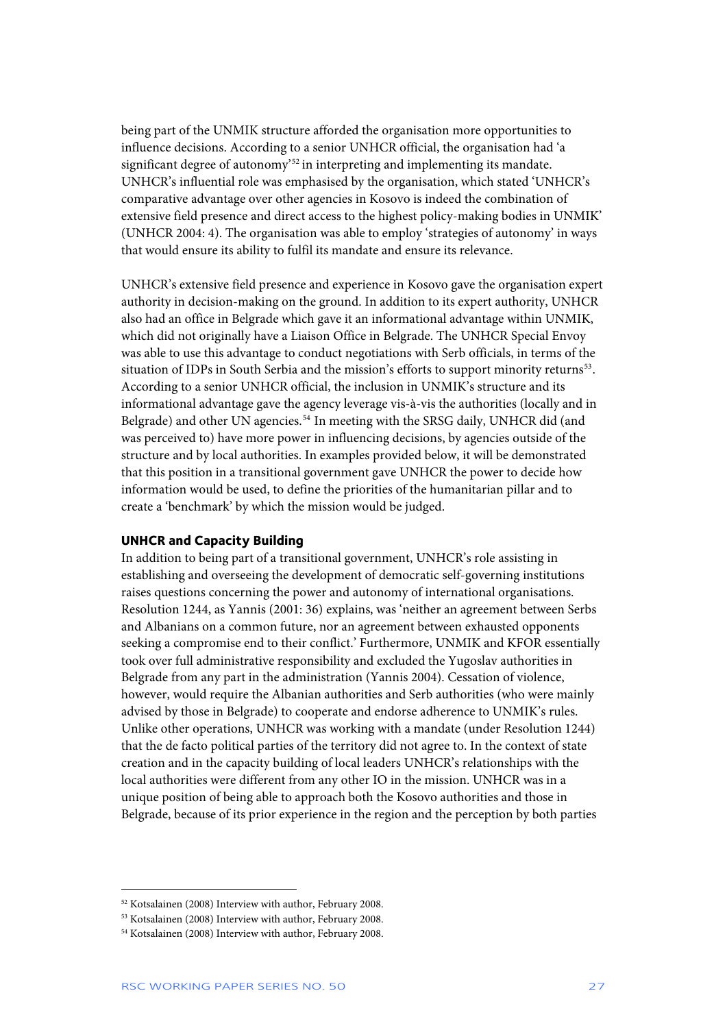being part of the UNMIK structure afforded the organisation more opportunities to influence decisions. According to a senior UNHCR official, the organisation had 'a significant degree of autonomy'[52] in interpreting and implementing its mandate. UNHCR's influential role was emphasised by the organisation, which stated 'UNHCR's comparative advantage over other agencies in Kosovo is indeed the combination of extensive field presence and direct access to the highest policy-making bodies in UNMIK' (UNHCR 2004: 4). The organisation was able to employ 'strategies of autonomy' in ways that would ensure its ability to fulfil its mandate and ensure its relevance.

UNHCR's extensive field presence and experience in Kosovo gave the organisation expert authority in decision-making on the ground. In addition to its expert authority, UNHCR also had an office in Belgrade which gave it an informational advantage within UNMIK, which did not originally have a Liaison Office in Belgrade. The UNHCR Special Envoy was able to use this advantage to conduct negotiations with Serb officials, in terms of the situation of IDPs in South Serbia and the mission's efforts to support minority returns[53]. According to a senior UNHCR official, the inclusion in UNMIK's structure and its informational advantage gave the agency leverage vis-à-vis the authorities (locally and in Belgrade) and other UN agencies.[54] In meeting with the SRSG daily, UNHCR did (and was perceived to) have more power in influencing decisions, by agencies outside of the structure and by local authorities. In examples provided below, it will be demonstrated that this position in a transitional government gave UNHCR the power to decide how information would be used, to define the priorities of the humanitarian pillar and to create a 'benchmark' by which the mission would be judged.

### UNHCR and Capacity Building

In addition to being part of a transitional government, UNHCR's role assisting in establishing and overseeing the development of democratic self-governing institutions raises questions concerning the power and autonomy of international organisations. Resolution 1244, as Yannis (2001: 36) explains, was 'neither an agreement between Serbs and Albanians on a common future, nor an agreement between exhausted opponents seeking a compromise end to their conflict.' Furthermore, UNMIK and KFOR essentially took over full administrative responsibility and excluded the Yugoslav authorities in Belgrade from any part in the administration (Yannis 2004). Cessation of violence, however, would require the Albanian authorities and Serb authorities (who were mainly advised by those in Belgrade) to cooperate and endorse adherence to UNMIK's rules. Unlike other operations, UNHCR was working with a mandate (under Resolution 1244) that the de facto political parties of the territory did not agree to. In the context of state creation and in the capacity building of local leaders UNHCR's relationships with the local authorities were different from any other IO in the mission. UNHCR was in a unique position of being able to approach both the Kosovo authorities and those in Belgrade, because of its prior experience in the region and the perception by both parties

---

[52] Kotsalainen (2008) Interview with author, February 2008.

[53] Kotsalainen (2008) Interview with author, February 2008.

[54] Kotsalainen (2008) Interview with author, February 2008.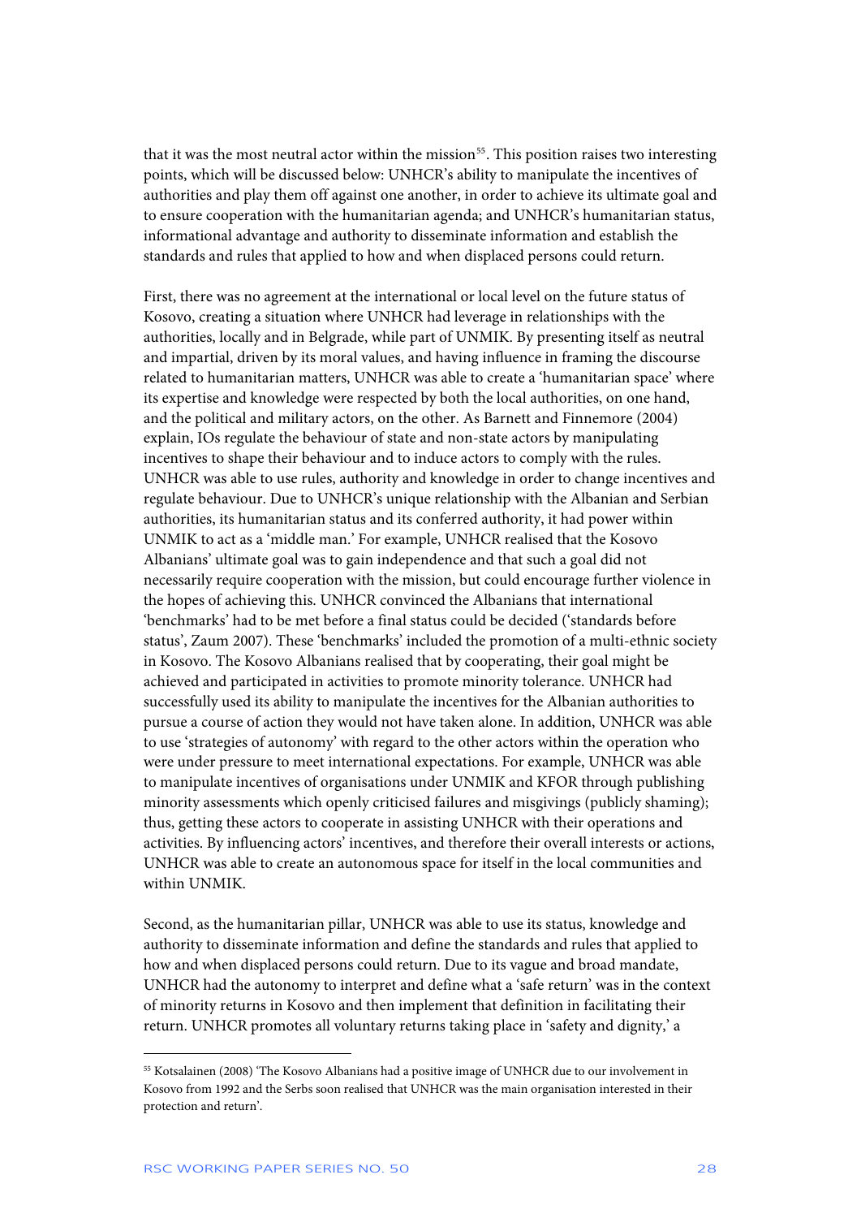that it was the most neutral actor within the mission[55]. This position raises two interesting points, which will be discussed below: UNHCR's ability to manipulate the incentives of authorities and play them off against one another, in order to achieve its ultimate goal and to ensure cooperation with the humanitarian agenda; and UNHCR's humanitarian status, informational advantage and authority to disseminate information and establish the standards and rules that applied to how and when displaced persons could return.

First, there was no agreement at the international or local level on the future status of Kosovo, creating a situation where UNHCR had leverage in relationships with the authorities, locally and in Belgrade, while part of UNMIK. By presenting itself as neutral and impartial, driven by its moral values, and having influence in framing the discourse related to humanitarian matters, UNHCR was able to create a 'humanitarian space' where its expertise and knowledge were respected by both the local authorities, on one hand, and the political and military actors, on the other. As Barnett and Finnemore (2004) explain, IOs regulate the behaviour of state and non-state actors by manipulating incentives to shape their behaviour and to induce actors to comply with the rules. UNHCR was able to use rules, authority and knowledge in order to change incentives and regulate behaviour. Due to UNHCR's unique relationship with the Albanian and Serbian authorities, its humanitarian status and its conferred authority, it had power within UNMIK to act as a 'middle man.' For example, UNHCR realised that the Kosovo Albanians' ultimate goal was to gain independence and that such a goal did not necessarily require cooperation with the mission, but could encourage further violence in the hopes of achieving this. UNHCR convinced the Albanians that international 'benchmarks' had to be met before a final status could be decided ('standards before status', Zaum 2007). These 'benchmarks' included the promotion of a multi-ethnic society in Kosovo. The Kosovo Albanians realised that by cooperating, their goal might be achieved and participated in activities to promote minority tolerance. UNHCR had successfully used its ability to manipulate the incentives for the Albanian authorities to pursue a course of action they would not have taken alone. In addition, UNHCR was able to use 'strategies of autonomy' with regard to the other actors within the operation who were under pressure to meet international expectations. For example, UNHCR was able to manipulate incentives of organisations under UNMIK and KFOR through publishing minority assessments which openly criticised failures and misgivings (publicly shaming); thus, getting these actors to cooperate in assisting UNHCR with their operations and activities. By influencing actors' incentives, and therefore their overall interests or actions, UNHCR was able to create an autonomous space for itself in the local communities and within UNMIK.

Second, as the humanitarian pillar, UNHCR was able to use its status, knowledge and authority to disseminate information and define the standards and rules that applied to how and when displaced persons could return. Due to its vague and broad mandate, UNHCR had the autonomy to interpret and define what a 'safe return' was in the context of minority returns in Kosovo and then implement that definition in facilitating their return. UNHCR promotes all voluntary returns taking place in 'safety and dignity,' a

[55] Kotsalainen (2008) 'The Kosovo Albanians had a positive image of UNHCR due to our involvement in Kosovo from 1992 and the Serbs soon realised that UNHCR was the main organisation interested in their protection and return'.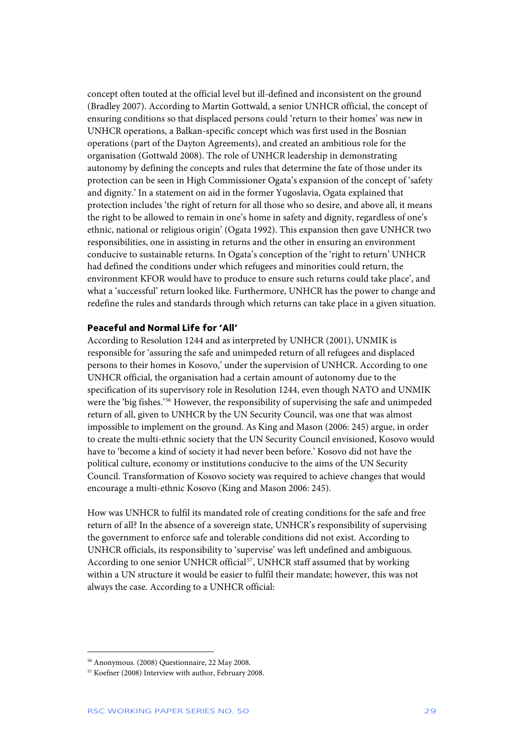concept often touted at the official level but ill-defined and inconsistent on the ground (Bradley 2007). According to Martin Gottwald, a senior UNHCR official, the concept of ensuring conditions so that displaced persons could 'return to their homes' was new in UNHCR operations, a Balkan-specific concept which was first used in the Bosnian operations (part of the Dayton Agreements), and created an ambitious role for the organisation (Gottwald 2008). The role of UNHCR leadership in demonstrating autonomy by defining the concepts and rules that determine the fate of those under its protection can be seen in High Commissioner Ogata's expansion of the concept of 'safety and dignity.' In a statement on aid in the former Yugoslavia, Ogata explained that protection includes 'the right of return for all those who so desire, and above all, it means the right to be allowed to remain in one's home in safety and dignity, regardless of one's ethnic, national or religious origin' (Ogata 1992). This expansion then gave UNHCR two responsibilities, one in assisting in returns and the other in ensuring an environment conducive to sustainable returns. In Ogata's conception of the 'right to return' UNHCR had defined the conditions under which refugees and minorities could return, the environment KFOR would have to produce to ensure such returns could take place', and what a 'successful' return looked like. Furthermore, UNHCR has the power to change and redefine the rules and standards through which returns can take place in a given situation.

### Peaceful and Normal Life for 'All'

According to Resolution 1244 and as interpreted by UNHCR (2001), UNMIK is responsible for 'assuring the safe and unimpeded return of all refugees and displaced persons to their homes in Kosovo,' under the supervision of UNHCR. According to one UNHCR official, the organisation had a certain amount of autonomy due to the specification of its supervisory role in Resolution 1244, even though NATO and UNMIK were the 'big fishes.'[56] However, the responsibility of supervising the safe and unimpeded return of all, given to UNHCR by the UN Security Council, was one that was almost impossible to implement on the ground. As King and Mason (2006: 245) argue, in order to create the multi-ethnic society that the UN Security Council envisioned, Kosovo would have to 'become a kind of society it had never been before.' Kosovo did not have the political culture, economy or institutions conducive to the aims of the UN Security Council. Transformation of Kosovo society was required to achieve changes that would encourage a multi-ethnic Kosovo (King and Mason 2006: 245).

How was UNHCR to fulfil its mandated role of creating conditions for the safe and free return of all? In the absence of a sovereign state, UNHCR's responsibility of supervising the government to enforce safe and tolerable conditions did not exist. According to UNHCR officials, its responsibility to 'supervise' was left undefined and ambiguous. According to one senior UNHCR official[57], UNHCR staff assumed that by working within a UN structure it would be easier to fulfil their mandate; however, this was not always the case. According to a UNHCR official:

[56] Anonymous. (2008) Questionnaire, 22 May 2008.

[57] Koefner (2008) Interview with author, February 2008.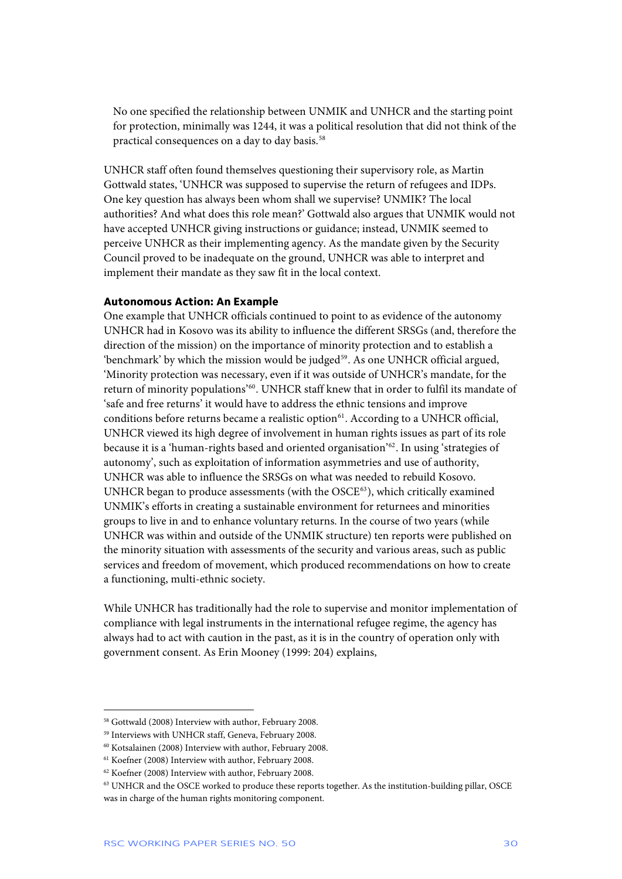No one specified the relationship between UNMIK and UNHCR and the starting point for protection, minimally was 1244, it was a political resolution that did not think of the practical consequences on a day to day basis.[58]

UNHCR staff often found themselves questioning their supervisory role, as Martin Gottwald states, 'UNHCR was supposed to supervise the return of refugees and IDPs. One key question has always been whom shall we supervise? UNMIK? The local authorities? And what does this role mean?' Gottwald also argues that UNMIK would not have accepted UNHCR giving instructions or guidance; instead, UNMIK seemed to perceive UNHCR as their implementing agency. As the mandate given by the Security Council proved to be inadequate on the ground, UNHCR was able to interpret and implement their mandate as they saw fit in the local context.

**Autonomous Action: An Example**

One example that UNHCR officials continued to point to as evidence of the autonomy UNHCR had in Kosovo was its ability to influence the different SRSGs (and, therefore the direction of the mission) on the importance of minority protection and to establish a 'benchmark' by which the mission would be judged[59]. As one UNHCR official argued, 'Minority protection was necessary, even if it was outside of UNHCR's mandate, for the return of minority populations'[60]. UNHCR staff knew that in order to fulfil its mandate of 'safe and free returns' it would have to address the ethnic tensions and improve conditions before returns became a realistic option[61]. According to a UNHCR official, UNHCR viewed its high degree of involvement in human rights issues as part of its role because it is a 'human-rights based and oriented organisation'[62]. In using 'strategies of autonomy', such as exploitation of information asymmetries and use of authority, UNHCR was able to influence the SRSGs on what was needed to rebuild Kosovo. UNHCR began to produce assessments (with the OSCE[63]), which critically examined UNMIK's efforts in creating a sustainable environment for returnees and minorities groups to live in and to enhance voluntary returns. In the course of two years (while UNHCR was within and outside of the UNMIK structure) ten reports were published on the minority situation with assessments of the security and various areas, such as public services and freedom of movement, which produced recommendations on how to create a functioning, multi-ethnic society.

While UNHCR has traditionally had the role to supervise and monitor implementation of compliance with legal instruments in the international refugee regime, the agency has always had to act with caution in the past, as it is in the country of operation only with government consent. As Erin Mooney (1999: 204) explains,

[58] Gottwald (2008) Interview with author, February 2008.

[59] Interviews with UNHCR staff, Geneva, February 2008.

[60] Kotsalainen (2008) Interview with author, February 2008.

[61] Koefner (2008) Interview with author, February 2008.

[62] Koefner (2008) Interview with author, February 2008.

[63] UNHCR and the OSCE worked to produce these reports together. As the institution-building pillar, OSCE was in charge of the human rights monitoring component.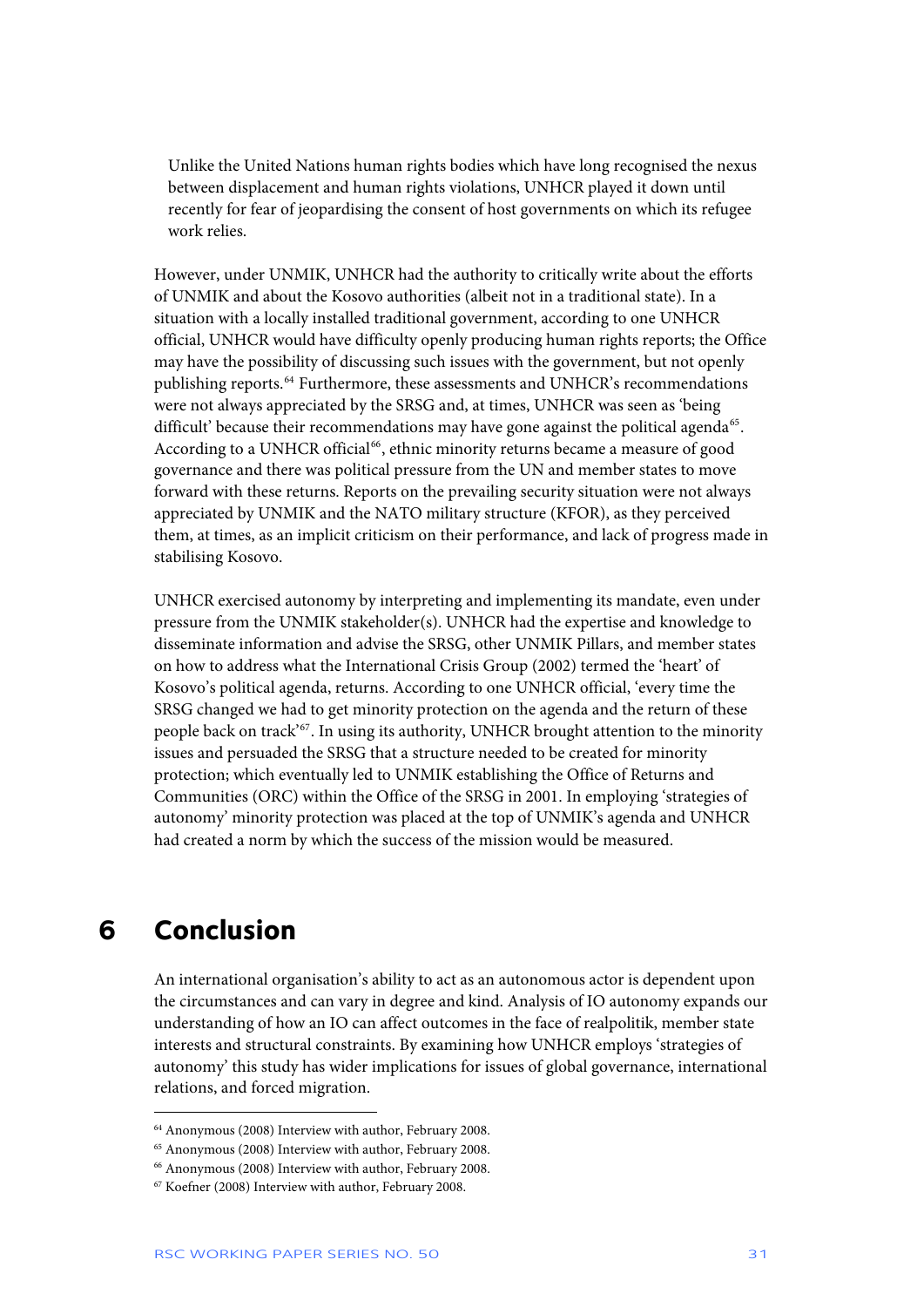> Unlike the United Nations human rights bodies which have long recognised the nexus between displacement and human rights violations, UNHCR played it down until recently for fear of jeopardising the consent of host governments on which its refugee work relies.

However, under UNMIK, UNHCR had the authority to critically write about the efforts of UNMIK and about the Kosovo authorities (albeit not in a traditional state). In a situation with a locally installed traditional government, according to one UNHCR official, UNHCR would have difficulty openly producing human rights reports; the Office may have the possibility of discussing such issues with the government, but not openly publishing reports.[64] Furthermore, these assessments and UNHCR's recommendations were not always appreciated by the SRSG and, at times, UNHCR was seen as 'being difficult' because their recommendations may have gone against the political agenda[65]. According to a UNHCR official[66], ethnic minority returns became a measure of good governance and there was political pressure from the UN and member states to move forward with these returns. Reports on the prevailing security situation were not always appreciated by UNMIK and the NATO military structure (KFOR), as they perceived them, at times, as an implicit criticism on their performance, and lack of progress made in stabilising Kosovo.

UNHCR exercised autonomy by interpreting and implementing its mandate, even under pressure from the UNMIK stakeholder(s). UNHCR had the expertise and knowledge to disseminate information and advise the SRSG, other UNMIK Pillars, and member states on how to address what the International Crisis Group (2002) termed the 'heart' of Kosovo's political agenda, returns. According to one UNHCR official, 'every time the SRSG changed we had to get minority protection on the agenda and the return of these people back on track'[67]. In using its authority, UNHCR brought attention to the minority issues and persuaded the SRSG that a structure needed to be created for minority protection; which eventually led to UNMIK establishing the Office of Returns and Communities (ORC) within the Office of the SRSG in 2001. In employing 'strategies of autonomy' minority protection was placed at the top of UNMIK's agenda and UNHCR had created a norm by which the success of the mission would be measured.

# 6 Conclusion

An international organisation's ability to act as an autonomous actor is dependent upon the circumstances and can vary in degree and kind. Analysis of IO autonomy expands our understanding of how an IO can affect outcomes in the face of realpolitik, member state interests and structural constraints. By examining how UNHCR employs 'strategies of autonomy' this study has wider implications for issues of global governance, international relations, and forced migration.

---

[64] Anonymous (2008) Interview with author, February 2008.

[65] Anonymous (2008) Interview with author, February 2008.

[66] Anonymous (2008) Interview with author, February 2008.

[67] Koefner (2008) Interview with author, February 2008.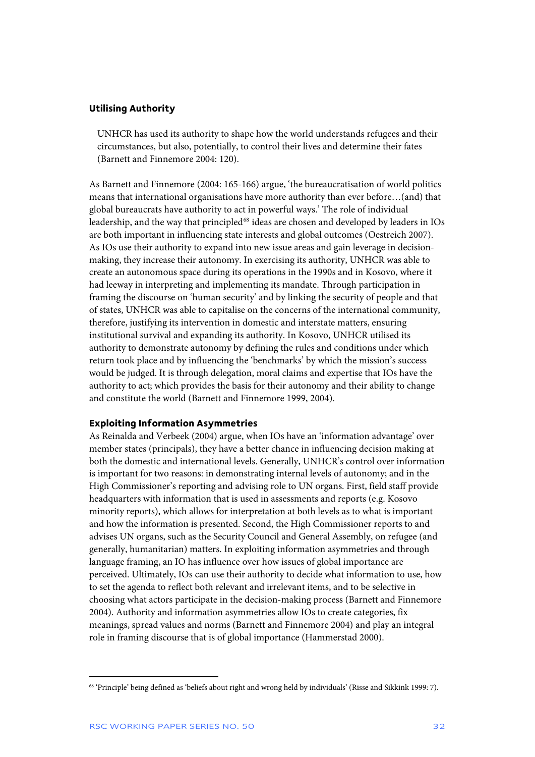### Utilising Authority

> UNHCR has used its authority to shape how the world understands refugees and their circumstances, but also, potentially, to control their lives and determine their fates (Barnett and Finnemore 2004: 120).

As Barnett and Finnemore (2004: 165-166) argue, 'the bureaucratisation of world politics means that international organisations have more authority than ever before…(and) that global bureaucrats have authority to act in powerful ways.' The role of individual leadership, and the way that principled[68] ideas are chosen and developed by leaders in IOs are both important in influencing state interests and global outcomes (Oestreich 2007). As IOs use their authority to expand into new issue areas and gain leverage in decision-making, they increase their autonomy. In exercising its authority, UNHCR was able to create an autonomous space during its operations in the 1990s and in Kosovo, where it had leeway in interpreting and implementing its mandate. Through participation in framing the discourse on 'human security' and by linking the security of people and that of states, UNHCR was able to capitalise on the concerns of the international community, therefore, justifying its intervention in domestic and interstate matters, ensuring institutional survival and expanding its authority. In Kosovo, UNHCR utilised its authority to demonstrate autonomy by defining the rules and conditions under which return took place and by influencing the 'benchmarks' by which the mission's success would be judged. It is through delegation, moral claims and expertise that IOs have the authority to act; which provides the basis for their autonomy and their ability to change and constitute the world (Barnett and Finnemore 1999, 2004).

### Exploiting Information Asymmetries

As Reinalda and Verbeek (2004) argue, when IOs have an 'information advantage' over member states (principals), they have a better chance in influencing decision making at both the domestic and international levels. Generally, UNHCR's control over information is important for two reasons: in demonstrating internal levels of autonomy; and in the High Commissioner's reporting and advising role to UN organs. First, field staff provide headquarters with information that is used in assessments and reports (e.g. Kosovo minority reports), which allows for interpretation at both levels as to what is important and how the information is presented. Second, the High Commissioner reports to and advises UN organs, such as the Security Council and General Assembly, on refugee (and generally, humanitarian) matters. In exploiting information asymmetries and through language framing, an IO has influence over how issues of global importance are perceived. Ultimately, IOs can use their authority to decide what information to use, how to set the agenda to reflect both relevant and irrelevant items, and to be selective in choosing what actors participate in the decision-making process (Barnett and Finnemore 2004). Authority and information asymmetries allow IOs to create categories, fix meanings, spread values and norms (Barnett and Finnemore 2004) and play an integral role in framing discourse that is of global importance (Hammerstad 2000).

---

[68] 'Principle' being defined as 'beliefs about right and wrong held by individuals' (Risse and Sikkink 1999: 7).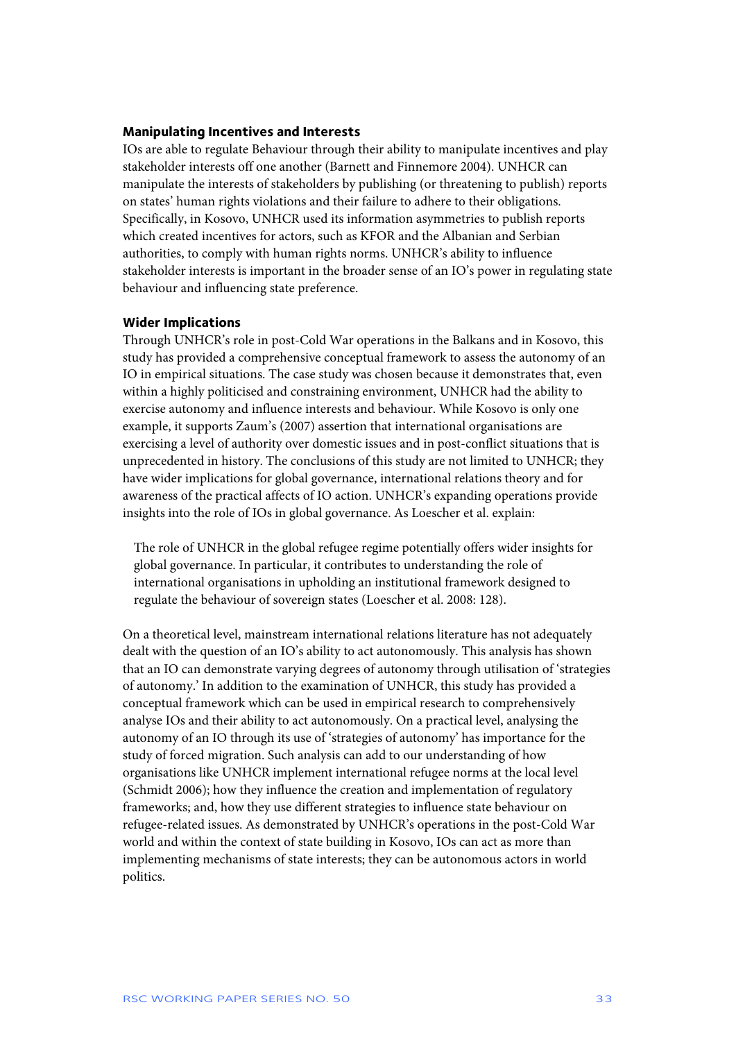### Manipulating Incentives and Interests

IOs are able to regulate Behaviour through their ability to manipulate incentives and play stakeholder interests off one another (Barnett and Finnemore 2004). UNHCR can manipulate the interests of stakeholders by publishing (or threatening to publish) reports on states' human rights violations and their failure to adhere to their obligations. Specifically, in Kosovo, UNHCR used its information asymmetries to publish reports which created incentives for actors, such as KFOR and the Albanian and Serbian authorities, to comply with human rights norms. UNHCR's ability to influence stakeholder interests is important in the broader sense of an IO's power in regulating state behaviour and influencing state preference.

### Wider Implications

Through UNHCR's role in post-Cold War operations in the Balkans and in Kosovo, this study has provided a comprehensive conceptual framework to assess the autonomy of an IO in empirical situations. The case study was chosen because it demonstrates that, even within a highly politicised and constraining environment, UNHCR had the ability to exercise autonomy and influence interests and behaviour. While Kosovo is only one example, it supports Zaum's (2007) assertion that international organisations are exercising a level of authority over domestic issues and in post-conflict situations that is unprecedented in history. The conclusions of this study are not limited to UNHCR; they have wider implications for global governance, international relations theory and for awareness of the practical affects of IO action. UNHCR's expanding operations provide insights into the role of IOs in global governance. As Loescher et al. explain:

> The role of UNHCR in the global refugee regime potentially offers wider insights for global governance. In particular, it contributes to understanding the role of international organisations in upholding an institutional framework designed to regulate the behaviour of sovereign states (Loescher et al. 2008: 128).

On a theoretical level, mainstream international relations literature has not adequately dealt with the question of an IO's ability to act autonomously. This analysis has shown that an IO can demonstrate varying degrees of autonomy through utilisation of 'strategies of autonomy.' In addition to the examination of UNHCR, this study has provided a conceptual framework which can be used in empirical research to comprehensively analyse IOs and their ability to act autonomously. On a practical level, analysing the autonomy of an IO through its use of 'strategies of autonomy' has importance for the study of forced migration. Such analysis can add to our understanding of how organisations like UNHCR implement international refugee norms at the local level (Schmidt 2006); how they influence the creation and implementation of regulatory frameworks; and, how they use different strategies to influence state behaviour on refugee-related issues. As demonstrated by UNHCR's operations in the post-Cold War world and within the context of state building in Kosovo, IOs can act as more than implementing mechanisms of state interests; they can be autonomous actors in world politics.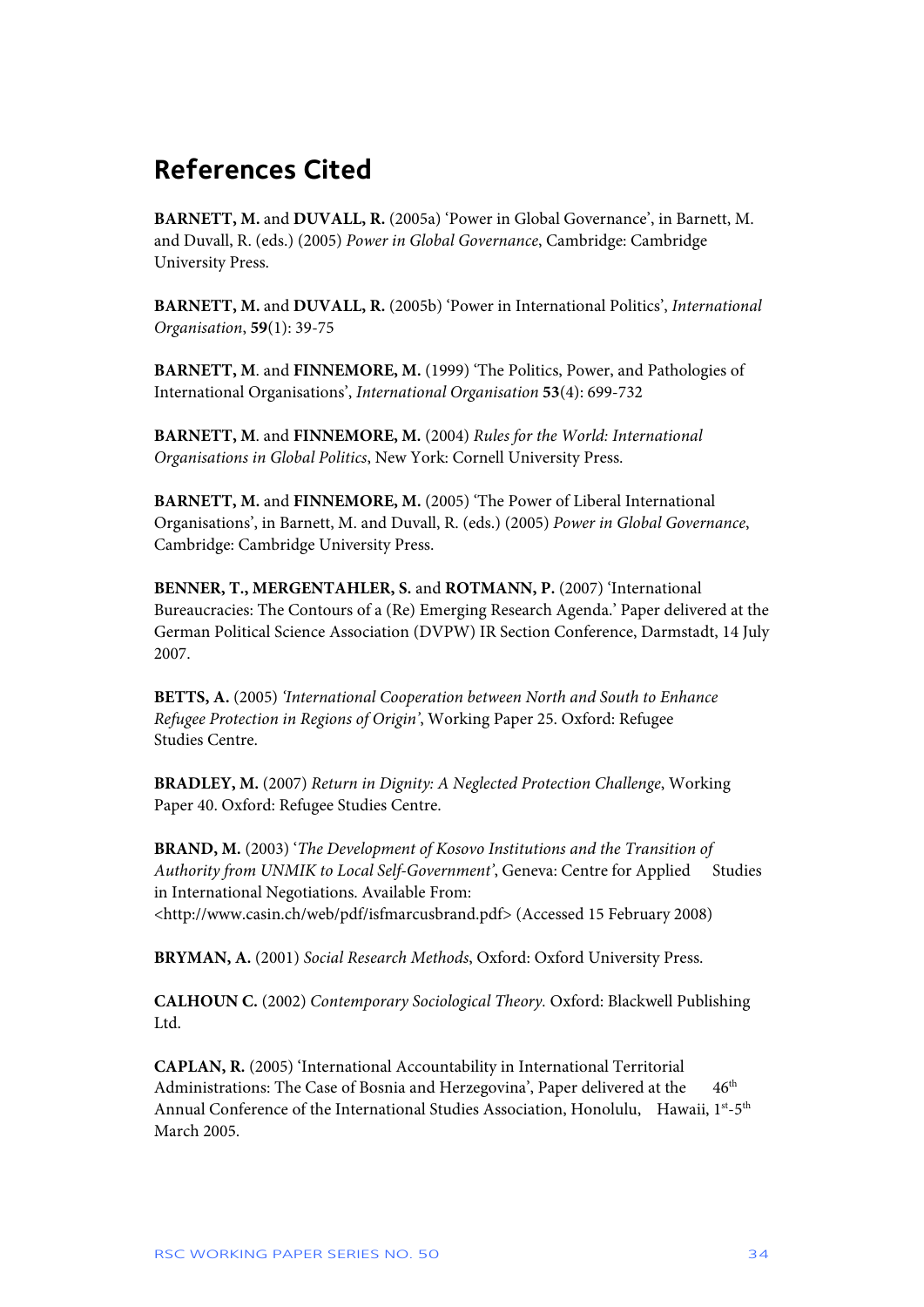# References Cited

**BARNETT, M.** and **DUVALL, R.** (2005a) 'Power in Global Governance', in Barnett, M. and Duvall, R. (eds.) (2005) *Power in Global Governance*, Cambridge: Cambridge University Press.

**BARNETT, M.** and **DUVALL, R.** (2005b) 'Power in International Politics', *International Organisation*, **59**(1): 39-75

**BARNETT, M**. and **FINNEMORE, M.** (1999) 'The Politics, Power, and Pathologies of International Organisations', *International Organisation* **53**(4): 699-732

**BARNETT, M**. and **FINNEMORE, M.** (2004) *Rules for the World: International Organisations in Global Politics*, New York: Cornell University Press.

**BARNETT, M.** and **FINNEMORE, M.** (2005) 'The Power of Liberal International Organisations', in Barnett, M. and Duvall, R. (eds.) (2005) *Power in Global Governance*, Cambridge: Cambridge University Press.

**BENNER, T., MERGENTAHLER, S.** and **ROTMANN, P.** (2007) 'International Bureaucracies: The Contours of a (Re) Emerging Research Agenda.' Paper delivered at the German Political Science Association (DVPW) IR Section Conference, Darmstadt, 14 July 2007.

**BETTS, A.** (2005) *'International Cooperation between North and South to Enhance Refugee Protection in Regions of Origin'*, Working Paper 25. Oxford: Refugee Studies Centre.

**BRADLEY, M.** (2007) *Return in Dignity: A Neglected Protection Challenge*, Working Paper 40. Oxford: Refugee Studies Centre.

**BRAND, M.** (2003) '*The Development of Kosovo Institutions and the Transition of Authority from UNMIK to Local Self-Government'*, Geneva: Centre for Applied Studies in International Negotiations. Available From: <http://www.casin.ch/web/pdf/isfmarcusbrand.pdf> (Accessed 15 February 2008)

**BRYMAN, A.** (2001) *Social Research Methods*, Oxford: Oxford University Press.

**CALHOUN C.** (2002) *Contemporary Sociological Theory.* Oxford: Blackwell Publishing Ltd.

**CAPLAN, R.** (2005) 'International Accountability in International Territorial Administrations: The Case of Bosnia and Herzegovina', Paper delivered at the 46th Annual Conference of the International Studies Association, Honolulu, Hawaii, 1st-5th March 2005.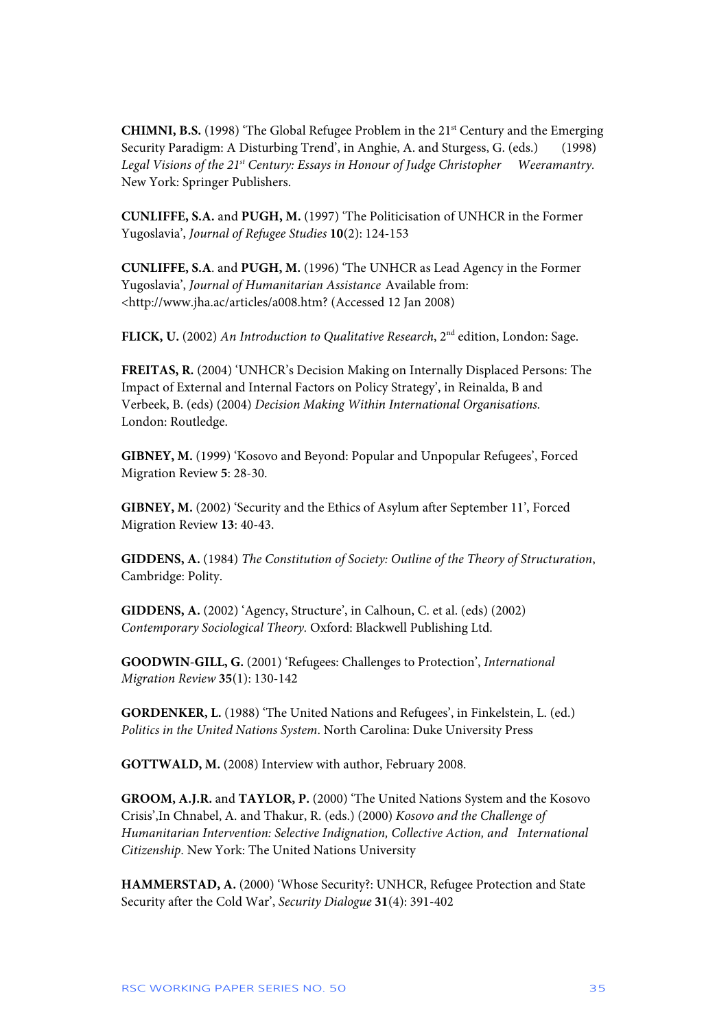**CHIMNI, B.S.** (1998) 'The Global Refugee Problem in the 21st Century and the Emerging Security Paradigm: A Disturbing Trend', in Anghie, A. and Sturgess, G. (eds.) (1998) *Legal Visions of the 21st Century: Essays in Honour of Judge Christopher Weeramantry.* New York: Springer Publishers.

**CUNLIFFE, S.A.** and **PUGH, M.** (1997) 'The Politicisation of UNHCR in the Former Yugoslavia', *Journal of Refugee Studies* **10**(2): 124-153

**CUNLIFFE, S.A**. and **PUGH, M.** (1996) 'The UNHCR as Lead Agency in the Former Yugoslavia', *Journal of Humanitarian Assistance* Available from: <http://www.jha.ac/articles/a008.htm? (Accessed 12 Jan 2008)

**FLICK, U.** (2002) *An Introduction to Qualitative Research*, 2nd edition, London: Sage.

**FREITAS, R.** (2004) 'UNHCR's Decision Making on Internally Displaced Persons: The Impact of External and Internal Factors on Policy Strategy', in Reinalda, B and Verbeek, B. (eds) (2004) *Decision Making Within International Organisations.* London: Routledge.

**GIBNEY, M.** (1999) 'Kosovo and Beyond: Popular and Unpopular Refugees', Forced Migration Review **5**: 28-30.

**GIBNEY, M.** (2002) 'Security and the Ethics of Asylum after September 11', Forced Migration Review **13**: 40-43.

**GIDDENS, A.** (1984) *The Constitution of Society: Outline of the Theory of Structuration*, Cambridge: Polity.

**GIDDENS, A.** (2002) 'Agency, Structure', in Calhoun, C. et al. (eds) (2002) *Contemporary Sociological Theory.* Oxford: Blackwell Publishing Ltd.

**GOODWIN-GILL, G.** (2001) 'Refugees: Challenges to Protection', *International Migration Review* **35**(1): 130-142

**GORDENKER, L.** (1988) 'The United Nations and Refugees', in Finkelstein, L. (ed.) *Politics in the United Nations System*. North Carolina: Duke University Press

**GOTTWALD, M.** (2008) Interview with author, February 2008.

**GROOM, A.J.R.** and **TAYLOR, P.** (2000) 'The United Nations System and the Kosovo Crisis',In Chnabel, A. and Thakur, R. (eds.) (2000) *Kosovo and the Challenge of Humanitarian Intervention: Selective Indignation, Collective Action, and International Citizenship*. New York: The United Nations University

**HAMMERSTAD, A.** (2000) 'Whose Security?: UNHCR, Refugee Protection and State Security after the Cold War', *Security Dialogue* **31**(4): 391-402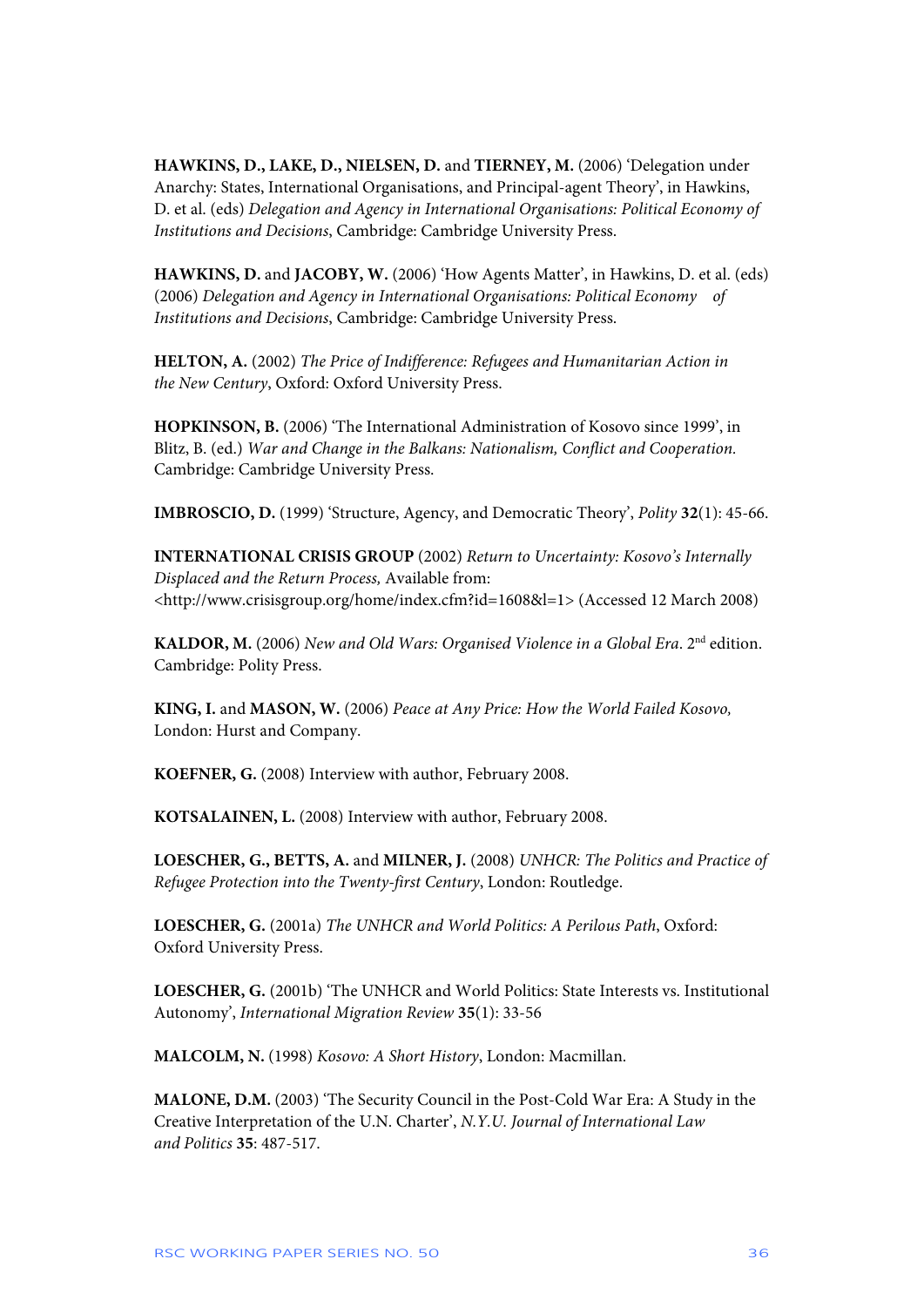**HAWKINS, D., LAKE, D., NIELSEN, D.** and **TIERNEY, M.** (2006) 'Delegation under Anarchy: States, International Organisations, and Principal-agent Theory', in Hawkins, D. et al. (eds) *Delegation and Agency in International Organisations: Political Economy of Institutions and Decisions*, Cambridge: Cambridge University Press.

**HAWKINS, D.** and **JACOBY, W.** (2006) 'How Agents Matter', in Hawkins, D. et al. (eds) (2006) *Delegation and Agency in International Organisations: Political Economy of Institutions and Decisions*, Cambridge: Cambridge University Press.

**HELTON, A.** (2002) *The Price of Indifference: Refugees and Humanitarian Action in the New Century*, Oxford: Oxford University Press.

**HOPKINSON, B.** (2006) 'The International Administration of Kosovo since 1999', in Blitz, B. (ed.) *War and Change in the Balkans: Nationalism, Conflict and Cooperation.* Cambridge: Cambridge University Press.

**IMBROSCIO, D.** (1999) 'Structure, Agency, and Democratic Theory', *Polity* **32**(1): 45-66.

**INTERNATIONAL CRISIS GROUP** (2002) *Return to Uncertainty: Kosovo's Internally Displaced and the Return Process,* Available from: <http://www.crisisgroup.org/home/index.cfm?id=1608&l=1> (Accessed 12 March 2008)

**KALDOR, M.** (2006) *New and Old Wars: Organised Violence in a Global Era*. 2nd edition. Cambridge: Polity Press.

**KING, I.** and **MASON, W.** (2006) *Peace at Any Price: How the World Failed Kosovo,* London: Hurst and Company.

**KOEFNER, G.** (2008) Interview with author, February 2008.

**KOTSALAINEN, L.** (2008) Interview with author, February 2008.

**LOESCHER, G., BETTS, A.** and **MILNER, J.** (2008) *UNHCR: The Politics and Practice of Refugee Protection into the Twenty-first Century*, London: Routledge.

**LOESCHER, G.** (2001a) *The UNHCR and World Politics: A Perilous Path*, Oxford: Oxford University Press.

**LOESCHER, G.** (2001b) 'The UNHCR and World Politics: State Interests vs. Institutional Autonomy', *International Migration Review* **35**(1): 33-56

**MALCOLM, N.** (1998) *Kosovo: A Short History*, London: Macmillan.

**MALONE, D.M.** (2003) 'The Security Council in the Post-Cold War Era: A Study in the Creative Interpretation of the U.N. Charter', *N.Y.U. Journal of International Law and Politics* **35**: 487-517.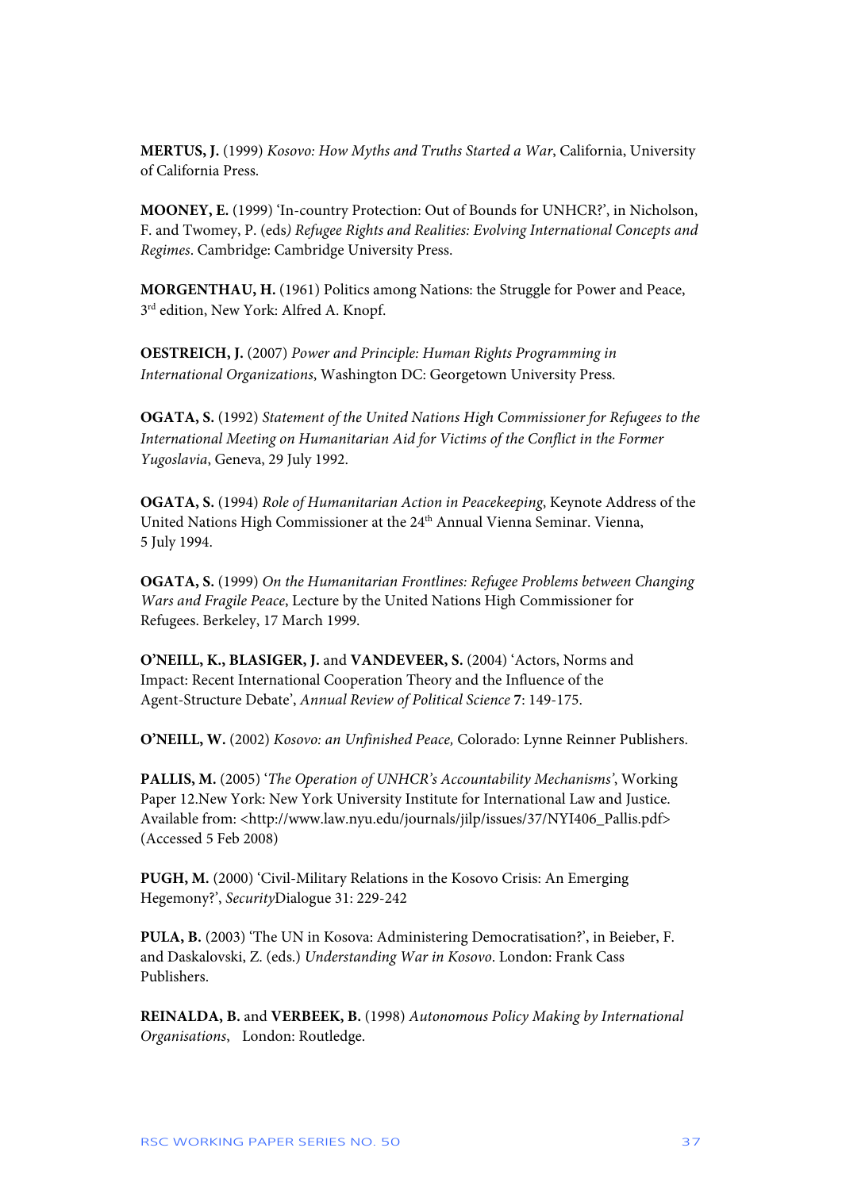**MERTUS, J.** (1999) *Kosovo: How Myths and Truths Started a War*, California, University of California Press.

**MOONEY, E.** (1999) 'In-country Protection: Out of Bounds for UNHCR?', in Nicholson, F. and Twomey, P. (eds*) Refugee Rights and Realities: Evolving International Concepts and Regimes*. Cambridge: Cambridge University Press.

**MORGENTHAU, H.** (1961) Politics among Nations: the Struggle for Power and Peace, 3rd edition, New York: Alfred A. Knopf.

**OESTREICH, J.** (2007) *Power and Principle: Human Rights Programming in International Organizations*, Washington DC: Georgetown University Press.

**OGATA, S.** (1992) *Statement of the United Nations High Commissioner for Refugees to the International Meeting on Humanitarian Aid for Victims of the Conflict in the Former Yugoslavia*, Geneva, 29 July 1992.

**OGATA, S.** (1994) *Role of Humanitarian Action in Peacekeeping*, Keynote Address of the United Nations High Commissioner at the 24th Annual Vienna Seminar. Vienna, 5 July 1994.

**OGATA, S.** (1999) *On the Humanitarian Frontlines: Refugee Problems between Changing Wars and Fragile Peace*, Lecture by the United Nations High Commissioner for Refugees. Berkeley, 17 March 1999.

**O'NEILL, K., BLASIGER, J.** and **VANDEVEER, S.** (2004) 'Actors, Norms and Impact: Recent International Cooperation Theory and the Influence of the Agent-Structure Debate', *Annual Review of Political Science* **7**: 149-175.

**O'NEILL, W.** (2002) *Kosovo: an Unfinished Peace,* Colorado: Lynne Reinner Publishers.

**PALLIS, M.** (2005) '*The Operation of UNHCR's Accountability Mechanisms'*, Working Paper 12.New York: New York University Institute for International Law and Justice. Available from: <http://www.law.nyu.edu/journals/jilp/issues/37/NYI406_Pallis.pdf> (Accessed 5 Feb 2008)

**PUGH, M.** (2000) 'Civil-Military Relations in the Kosovo Crisis: An Emerging Hegemony?', *Security*Dialogue 31: 229-242

**PULA, B.** (2003) 'The UN in Kosova: Administering Democratisation?', in Beieber, F. and Daskalovski, Z. (eds.) *Understanding War in Kosovo*. London: Frank Cass Publishers.

**REINALDA, B.** and **VERBEEK, B.** (1998) *Autonomous Policy Making by International Organisations*, London: Routledge.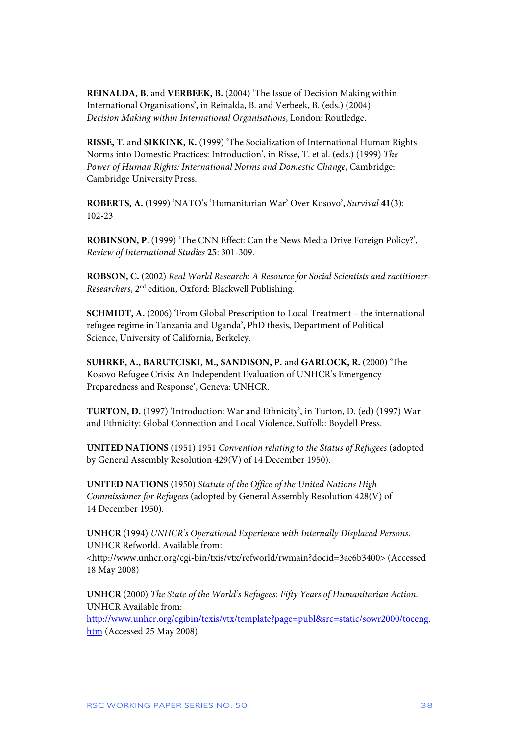**REINALDA, B.** and **VERBEEK, B.** (2004) 'The Issue of Decision Making within International Organisations', in Reinalda, B. and Verbeek, B. (eds.) (2004) *Decision Making within International Organisations*, London: Routledge.

**RISSE, T.** and **SIKKINK, K.** (1999) 'The Socialization of International Human Rights Norms into Domestic Practices: Introduction', in Risse, T. et al. (eds.) (1999) *The Power of Human Rights: International Norms and Domestic Change*, Cambridge: Cambridge University Press.

**ROBERTS, A.** (1999) 'NATO's 'Humanitarian War' Over Kosovo', *Survival* **41**(3): 102-23

**ROBINSON, P**. (1999) 'The CNN Effect: Can the News Media Drive Foreign Policy?', *Review of International Studies* **25**: 301-309.

**ROBSON, C.** (2002) *Real World Research: A Resource for Social Scientists and ractitioner-Researchers*, 2nd edition, Oxford: Blackwell Publishing.

**SCHMIDT, A.** (2006) 'From Global Prescription to Local Treatment – the international refugee regime in Tanzania and Uganda', PhD thesis, Department of Political Science, University of California, Berkeley.

**SUHRKE, A., BARUTCISKI, M., SANDISON, P.** and **GARLOCK, R.** (2000) 'The Kosovo Refugee Crisis: An Independent Evaluation of UNHCR's Emergency Preparedness and Response', Geneva: UNHCR.

**TURTON, D.** (1997) 'Introduction: War and Ethnicity', in Turton, D. (ed) (1997) War and Ethnicity: Global Connection and Local Violence, Suffolk: Boydell Press.

**UNITED NATIONS** (1951) 1951 *Convention relating to the Status of Refugees* (adopted by General Assembly Resolution 429(V) of 14 December 1950).

**UNITED NATIONS** (1950) *Statute of the Office of the United Nations High Commissioner for Refugees* (adopted by General Assembly Resolution 428(V) of 14 December 1950).

**UNHCR** (1994) *UNHCR's Operational Experience with Internally Displaced Persons*. UNHCR Refworld. Available from: <http://www.unhcr.org/cgi-bin/txis/vtx/refworld/rwmain?docid=3ae6b3400> (Accessed 18 May 2008)

**UNHCR** (2000) *The State of the World's Refugees: Fifty Years of Humanitarian Action*. UNHCR Available from: http://www.unhcr.org/cgibin/texis/vtx/template?page=publ&src=static/sowr2000/toceng.htm (Accessed 25 May 2008)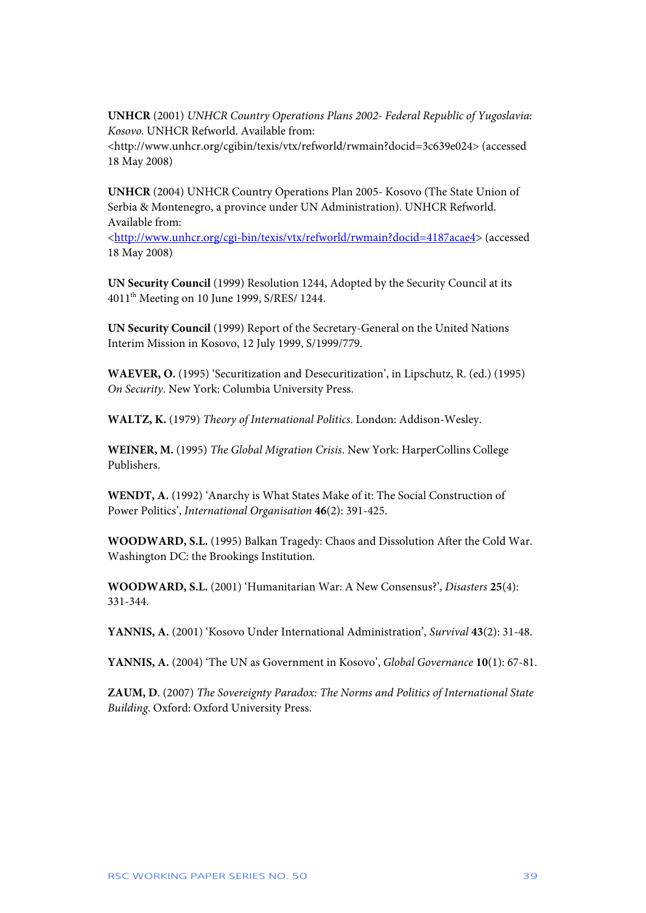**UNHCR** (2001) *UNHCR Country Operations Plans 2002- Federal Republic of Yugoslavia: Kosovo*. UNHCR Refworld. Available from: <http://www.unhcr.org/cgibin/texis/vtx/refworld/rwmain?docid=3c639e024> (accessed 18 May 2008)

**UNHCR** (2004) UNHCR Country Operations Plan 2005- Kosovo (The State Union of Serbia & Montenegro, a province under UN Administration). UNHCR Refworld. Available from: <http://www.unhcr.org/cgi-bin/texis/vtx/refworld/rwmain?docid=4187acae4> (accessed 18 May 2008)

**UN Security Council** (1999) Resolution 1244, Adopted by the Security Council at its 4011th Meeting on 10 June 1999, S/RES/ 1244.

**UN Security Council** (1999) Report of the Secretary-General on the United Nations Interim Mission in Kosovo, 12 July 1999, S/1999/779.

**WAEVER, O.** (1995) 'Securitization and Desecuritization', in Lipschutz, R. (ed.) (1995) *On Security*. New York: Columbia University Press.

**WALTZ, K.** (1979) *Theory of International Politics*. London: Addison-Wesley.

**WEINER, M.** (1995) *The Global Migration Crisis*. New York: HarperCollins College Publishers.

**WENDT, A.** (1992) 'Anarchy is What States Make of it: The Social Construction of Power Politics', *International Organisation* **46**(2): 391-425.

**WOODWARD, S.L.** (1995) Balkan Tragedy: Chaos and Dissolution After the Cold War. Washington DC: the Brookings Institution.

**WOODWARD, S.L.** (2001) 'Humanitarian War: A New Consensus?', *Disasters* **25**(4): 331-344.

**YANNIS, A.** (2001) 'Kosovo Under International Administration', *Survival* **43**(2): 31-48.

**YANNIS, A.** (2004) 'The UN as Government in Kosovo', *Global Governance* **10**(1): 67-81.

**ZAUM, D**. (2007) *The Sovereignty Paradox: The Norms and Politics of International State Building*. Oxford: Oxford University Press.